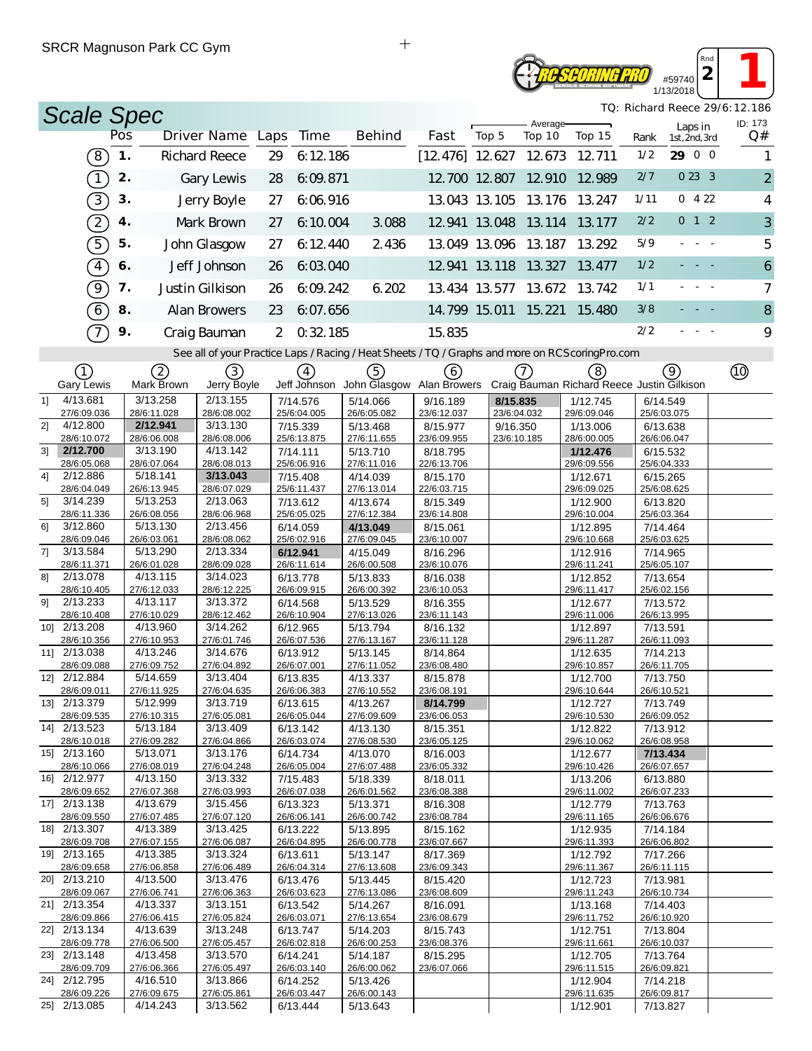SRCR Magnuson Park CC Gym

RC SCORING PRO — #59740 — 1/13/2018 — Rnd 2 — 1

# Scale Spec

TQ: Richard Reece 29/6:12.186

ID: 173

| | Pos | Driver Name | Laps | Time | Behind | Fast | Average Top 5 | Average Top 10 | Average Top 15 | Rank | Laps in 1st, 2nd, 3rd | Q# |
|---|---|---|---|---|---|---|---|---|---|---|---|---|
| (8) | 1. | Richard Reece | 29 | 6:12.186 | | [12.476] | 12.627 | 12.673 | 12.711 | 1/2 | **29** 0 0 | 1 |
| (1) | 2. | Gary Lewis | 28 | 6:09.871 | | 12.700 | 12.807 | 12.910 | 12.989 | 2/7 | 0 23 3 | 2 |
| (3) | 3. | Jerry Boyle | 27 | 6:06.916 | | 13.043 | 13.105 | 13.176 | 13.247 | 1/11 | 0 4 22 | 4 |
| (2) | 4. | Mark Brown | 27 | 6:10.004 | 3.088 | 12.941 | 13.048 | 13.114 | 13.177 | 2/2 | 0 1 2 | 3 |
| (5) | 5. | John Glasgow | 27 | 6:12.440 | 2.436 | 13.049 | 13.096 | 13.187 | 13.292 | 5/9 | - - - | 5 |
| (4) | 6. | Jeff Johnson | 26 | 6:03.040 | | 12.941 | 13.118 | 13.327 | 13.477 | 1/2 | - - - | 6 |
| (9) | 7. | Justin Gilkison | 26 | 6:09.242 | 6.202 | 13.434 | 13.577 | 13.672 | 13.742 | 1/1 | - - - | 7 |
| (6) | 8. | Alan Browers | 23 | 6:07.656 | | 14.799 | 15.011 | 15.221 | 15.480 | 3/8 | - - - | 8 |
| (7) | 9. | Craig Bauman | 2 | 0:32.185 | | 15.835 | | | | 2/2 | - - - | 9 |

See all of your Practice Laps / Racing / Heat Sheets / TQ / Graphs and more on RCScoringPro.com

| Lap | (1) Gary Lewis | (2) Mark Brown | (3) Jerry Boyle | (4) Jeff Johnson | (5) John Glasgow | (6) Alan Browers | (7) Craig Bauman | (8) Richard Reece | (9) Justin Gilkison | (10) |
|---|---|---|---|---|---|---|---|---|---|---|
| 1] | 4/13.681 27/6:09.036 | 3/13.258 28/6:11.028 | 2/13.155 28/6:08.002 | 7/14.576 25/6:04.005 | 5/14.066 26/6:05.082 | 9/16.189 23/6:12.037 | **8/15.835** 23/6:04.032 | 1/12.745 29/6:09.046 | 6/14.549 25/6:03.075 | |
| 2] | 4/12.800 28/6:10.072 | **2/12.941** 28/6:06.008 | 3/13.130 28/6:08.006 | 7/15.339 25/6:13.875 | 5/13.468 27/6:11.655 | 8/15.977 23/6:09.955 | 9/16.350 23/6:10.185 | 1/13.006 28/6:00.005 | 6/13.638 26/6:06.047 | |
| 3] | **2/12.700** 28/6:05.068 | 3/13.190 28/6:07.064 | 4/13.142 28/6:08.013 | 7/14.111 25/6:06.916 | 5/13.710 27/6:11.016 | 8/18.795 22/6:13.706 | | **1/12.476** 29/6:09.556 | 6/15.532 25/6:04.333 | |
| 4] | 2/12.886 28/6:04.049 | 5/18.141 26/6:13.945 | **3/13.043** 28/6:07.029 | 7/15.408 25/6:11.437 | 4/14.039 27/6:13.014 | 8/15.170 22/6:03.715 | | 1/12.671 29/6:09.025 | 6/15.265 25/6:08.625 | |
| 5] | 3/14.239 28/6:11.336 | 5/13.253 26/6:08.056 | 2/13.063 28/6:06.968 | 7/13.612 25/6:05.025 | 4/13.674 27/6:12.384 | 8/15.349 23/6:14.808 | | 1/12.900 29/6:10.004 | 6/13.820 25/6:03.364 | |
| 6] | 3/12.860 28/6:09.046 | 5/13.130 26/6:03.061 | 2/13.456 28/6:08.062 | 6/14.059 25/6:02.916 | **4/13.049** 27/6:09.045 | 8/15.061 23/6:10.007 | | 1/12.895 29/6:10.668 | 7/14.464 25/6:03.625 | |
| 7] | 3/13.584 28/6:11.371 | 5/13.290 26/6:01.028 | 2/13.334 28/6:09.028 | **6/12.941** 26/6:11.614 | 4/15.049 26/6:00.508 | 8/16.296 23/6:10.076 | | 1/12.916 29/6:11.241 | 7/14.965 25/6:05.107 | |
| 8] | 2/13.078 28/6:10.405 | 4/13.115 27/6:12.033 | 3/14.023 28/6:12.225 | 6/13.778 26/6:09.915 | 5/13.833 26/6:00.392 | 8/16.038 23/6:10.053 | | 1/12.852 29/6:11.417 | 7/13.654 25/6:02.156 | |
| 9] | 2/13.233 28/6:10.408 | 4/13.117 27/6:10.029 | 3/13.372 28/6:12.462 | 6/14.568 26/6:10.904 | 5/13.529 27/6:13.026 | 8/16.355 23/6:11.143 | | 1/12.677 29/6:11.006 | 7/13.572 26/6:13.995 | |
| 10] | 2/13.208 28/6:10.356 | 4/13.960 27/6:10.953 | 3/14.262 27/6:01.746 | 6/12.965 26/6:07.536 | 5/13.794 27/6:13.167 | 8/16.132 23/6:11.128 | | 1/12.897 29/6:11.287 | 7/13.591 26/6:11.093 | |
| 11] | 2/13.038 28/6:09.088 | 4/13.246 27/6:09.752 | 3/14.676 27/6:04.892 | 6/13.912 26/6:07.001 | 5/13.145 27/6:11.052 | 8/14.864 23/6:08.480 | | 1/12.635 29/6:10.857 | 7/14.213 26/6:11.705 | |
| 12] | 2/12.884 28/6:09.011 | 5/14.659 27/6:11.925 | 3/13.404 27/6:04.635 | 6/13.835 26/6:06.383 | 4/13.337 27/6:10.552 | 8/15.878 23/6:08.191 | | 1/12.700 29/6:10.644 | 7/13.750 26/6:10.521 | |
| 13] | 2/13.379 28/6:09.535 | 5/12.999 27/6:10.315 | 3/13.719 27/6:05.081 | 6/13.615 26/6:05.044 | 4/13.267 27/6:09.609 | **8/14.799** 23/6:06.053 | | 1/12.727 29/6:10.530 | 7/13.749 26/6:09.052 | |
| 14] | 2/13.523 28/6:10.018 | 5/13.184 27/6:09.282 | 3/13.409 27/6:04.866 | 6/13.142 26/6:03.074 | 4/13.130 27/6:08.530 | 8/15.351 23/6:05.125 | | 1/12.822 29/6:10.062 | 7/13.912 26/6:08.958 | |
| 15] | 2/13.160 28/6:10.066 | 5/13.071 27/6:08.019 | 3/13.176 27/6:04.248 | 6/14.734 26/6:05.004 | 4/13.070 27/6:07.488 | 8/16.003 23/6:05.332 | | 1/12.677 29/6:10.426 | **7/13.434** 26/6:07.657 | |
| 16] | 2/12.977 28/6:09.652 | 4/13.150 27/6:07.368 | 3/13.332 27/6:03.993 | 7/15.483 26/6:07.038 | 5/18.339 26/6:01.562 | 8/18.011 23/6:08.388 | | 1/13.206 29/6:11.002 | 6/13.880 26/6:07.233 | |
| 17] | 2/13.138 28/6:09.550 | 4/13.679 27/6:07.485 | 3/15.456 27/6:07.120 | 6/13.323 26/6:06.141 | 5/13.371 26/6:00.742 | 8/16.308 23/6:08.784 | | 1/12.779 29/6:11.165 | 7/13.763 26/6:06.676 | |
| 18] | 2/13.307 28/6:09.708 | 4/13.389 27/6:07.155 | 3/13.425 27/6:06.087 | 6/13.222 26/6:04.895 | 5/13.895 26/6:00.778 | 8/15.162 23/6:07.667 | | 1/12.935 29/6:11.393 | 7/14.184 26/6:06.802 | |
| 19] | 2/13.165 28/6:09.658 | 4/13.385 27/6:06.858 | 3/13.324 27/6:06.489 | 6/13.611 26/6:04.314 | 5/13.147 27/6:13.608 | 8/17.369 23/6:09.343 | | 1/12.792 29/6:11.367 | 7/17.266 26/6:11.115 | |
| 20] | 2/13.210 28/6:09.067 | 4/13.500 27/6:06.741 | 3/13.476 27/6:06.363 | 6/13.476 26/6:03.623 | 5/13.445 27/6:13.086 | 8/15.420 23/6:08.609 | | 1/12.723 29/6:11.243 | 7/13.981 26/6:10.734 | |
| 21] | 2/13.354 28/6:09.866 | 4/13.337 27/6:06.415 | 3/13.151 27/6:05.824 | 6/13.542 26/6:03.071 | 5/14.267 27/6:13.654 | 8/16.091 23/6:08.679 | | 1/13.168 29/6:11.752 | 7/14.403 26/6:10.920 | |
| 22] | 2/13.134 28/6:09.778 | 4/13.639 27/6:06.500 | 3/13.248 27/6:05.457 | 6/13.747 26/6:02.818 | 5/14.203 26/6:00.253 | 8/15.743 23/6:08.376 | | 1/12.751 29/6:11.661 | 7/13.804 26/6:10.037 | |
| 23] | 2/13.148 28/6:09.709 | 4/13.458 27/6:06.366 | 3/13.570 27/6:05.497 | 6/14.241 26/6:03.140 | 5/14.187 26/6:00.062 | 8/15.295 23/6:07.066 | | 1/12.705 29/6:11.515 | 7/13.764 26/6:09.821 | |
| 24] | 2/12.795 28/6:09.226 | 4/16.510 27/6:09.675 | 3/13.866 27/6:05.861 | 6/14.252 26/6:03.447 | 5/13.426 26/6:00.143 | | | 1/12.904 29/6:11.635 | 7/14.218 26/6:09.817 | |
| 25] | 2/13.085 | 4/14.243 | 3/13.562 | 6/13.444 | 5/13.643 | | | 1/12.901 | 7/13.827 | |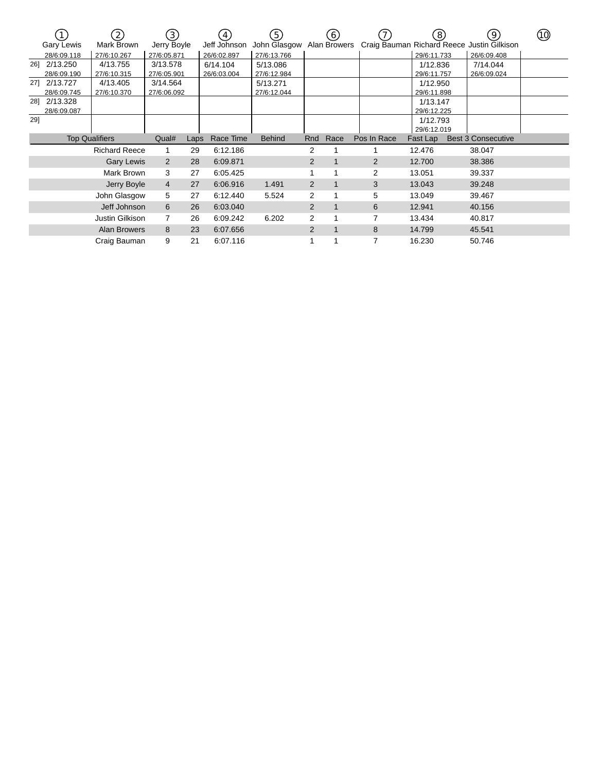| | ① Gary Lewis | ② Mark Brown | ③ Jerry Boyle | ④ Jeff Johnson | ⑤ John Glasgow | ⑥ Alan Browers | ⑦ Craig Bauman | ⑧ Richard Reece | ⑨ Justin Gilkison | ⑩ |
|---|---|---|---|---|---|---|---|---|---|---|
| | 28/6:09.118 | 27/6:10.267 | 27/6:05.871 | 26/6:02.897 | 27/6:13.766 | | | 29/6:11.733 | 26/6:09.408 | |
| 26] | 2/13.250<br>28/6:09.190 | 4/13.755<br>27/6:10.315 | 3/13.578<br>27/6:05.901 | 6/14.104<br>26/6:03.004 | 5/13.086<br>27/6:12.984 | | | 1/12.836<br>29/6:11.757 | 7/14.044<br>26/6:09.024 | |
| 27] | 2/13.727<br>28/6:09.745 | 4/13.405<br>27/6:10.370 | 3/14.564<br>27/6:06.092 | | 5/13.271<br>27/6:12.044 | | | 1/12.950<br>29/6:11.898 | | |
| 28] | 2/13.328<br>28/6:09.087 | | | | | | | 1/13.147<br>29/6:12.225 | | |
| 29] | | | | | | | | 1/12.793<br>29/6:12.019 | | |

| Top Qualifiers | Qual# | Laps | Race Time | Behind | Rnd | Race | Pos In Race | Fast Lap | Best 3 Consecutive |
|---|---|---|---|---|---|---|---|---|---|
| Richard Reece | 1 | 29 | 6:12.186 | | 2 | 1 | 1 | 12.476 | 38.047 |
| Gary Lewis | 2 | 28 | 6:09.871 | | 2 | 1 | 2 | 12.700 | 38.386 |
| Mark Brown | 3 | 27 | 6:05.425 | | 1 | 1 | 2 | 13.051 | 39.337 |
| Jerry Boyle | 4 | 27 | 6:06.916 | 1.491 | 2 | 1 | 3 | 13.043 | 39.248 |
| John Glasgow | 5 | 27 | 6:12.440 | 5.524 | 2 | 1 | 5 | 13.049 | 39.467 |
| Jeff Johnson | 6 | 26 | 6:03.040 | | 2 | 1 | 6 | 12.941 | 40.156 |
| Justin Gilkison | 7 | 26 | 6:09.242 | 6.202 | 2 | 1 | 7 | 13.434 | 40.817 |
| Alan Browers | 8 | 23 | 6:07.656 | | 2 | 1 | 8 | 14.799 | 45.541 |
| Craig Bauman | 9 | 21 | 6:07.116 | | 1 | 1 | 7 | 16.230 | 50.746 |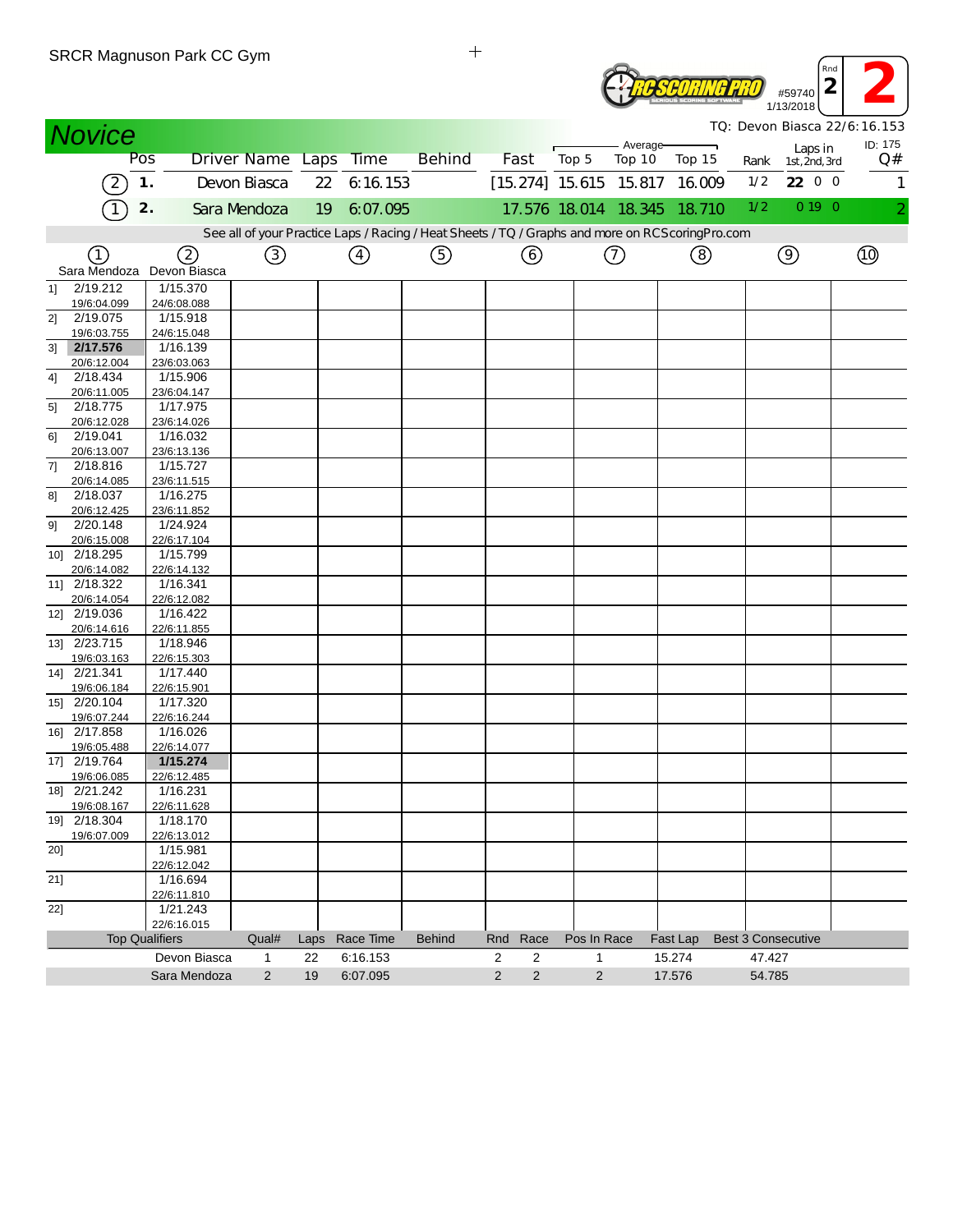SRCR Magnuson Park CC Gym

#59740 1/13/2018 Rnd 2 **2**

# Novice

TQ: Devon Biasca 22/6:16.153

| Pos | | Driver Name | Laps | Time | Behind | Fast | Top 5 Average | Top 10 Average | Top 15 Average | Rank | Laps in 1st, 2nd, 3rd | ID: 175 Q# |
|---|---|---|---|---|---|---|---|---|---|---|---|---|
| (2) | 1. | Devon Biasca | 22 | 6:16.153 | | [15.274] | 15.615 | 15.817 | 16.009 | 1/2 | **22** 0 0 | 1 |
| (1) | 2. | Sara Mendoza | 19 | 6:07.095 | | 17.576 | 18.014 | 18.345 | 18.710 | 1/2 | 0 19 0 | 2 |

See all of your Practice Laps / Racing / Heat Sheets / TQ / Graphs and more on RCScoringPro.com

| | (1) Sara Mendoza | (2) Devon Biasca | (3) | (4) | (5) | (6) | (7) | (8) | (9) | (10) |
|---|---|---|---|---|---|---|---|---|---|---|
| 1] | 2/19.212 19/6:04.099 | 1/15.370 24/6:08.088 | | | | | | | | |
| 2] | 2/19.075 19/6:03.755 | 1/15.918 24/6:15.048 | | | | | | | | |
| 3] | **2/17.576** 20/6:12.004 | 1/16.139 23/6:03.063 | | | | | | | | |
| 4] | 2/18.434 20/6:11.005 | 1/15.906 23/6:04.147 | | | | | | | | |
| 5] | 2/18.775 20/6:12.028 | 1/17.975 23/6:14.026 | | | | | | | | |
| 6] | 2/19.041 20/6:13.007 | 1/16.032 23/6:13.136 | | | | | | | | |
| 7] | 2/18.816 20/6:14.085 | 1/15.727 23/6:11.515 | | | | | | | | |
| 8] | 2/18.037 20/6:12.425 | 1/16.275 23/6:11.852 | | | | | | | | |
| 9] | 2/20.148 20/6:15.008 | 1/24.924 22/6:17.104 | | | | | | | | |
| 10] | 2/18.295 20/6:14.082 | 1/15.799 22/6:14.132 | | | | | | | | |
| 11] | 2/18.322 20/6:14.054 | 1/16.341 22/6:12.082 | | | | | | | | |
| 12] | 2/19.036 20/6:14.616 | 1/16.422 22/6:11.855 | | | | | | | | |
| 13] | 2/23.715 19/6:03.163 | 1/18.946 22/6:15.303 | | | | | | | | |
| 14] | 2/21.341 19/6:06.184 | 1/17.440 22/6:15.901 | | | | | | | | |
| 15] | 2/20.104 19/6:07.244 | 1/17.320 22/6:16.244 | | | | | | | | |
| 16] | 2/17.858 19/6:05.488 | 1/16.026 22/6:14.077 | | | | | | | | |
| 17] | 2/19.764 19/6:06.085 | **1/15.274** 22/6:12.485 | | | | | | | | |
| 18] | 2/21.242 19/6:08.167 | 1/16.231 22/6:11.628 | | | | | | | | |
| 19] | 2/18.304 19/6:07.009 | 1/18.170 22/6:13.012 | | | | | | | | |
| 20] | | 1/15.981 22/6:12.042 | | | | | | | | |
| 21] | | 1/16.694 22/6:11.810 | | | | | | | | |
| 22] | | 1/21.243 22/6:16.015 | | | | | | | | |

| Top Qualifiers | Qual# | Laps | Race Time | Behind | Rnd | Race | Pos In Race | Fast Lap | Best 3 Consecutive |
|---|---|---|---|---|---|---|---|---|---|
| Devon Biasca | 1 | 22 | 6:16.153 | | 2 | 2 | 1 | 15.274 | 47.427 |
| Sara Mendoza | 2 | 19 | 6:07.095 | | 2 | 2 | 2 | 17.576 | 54.785 |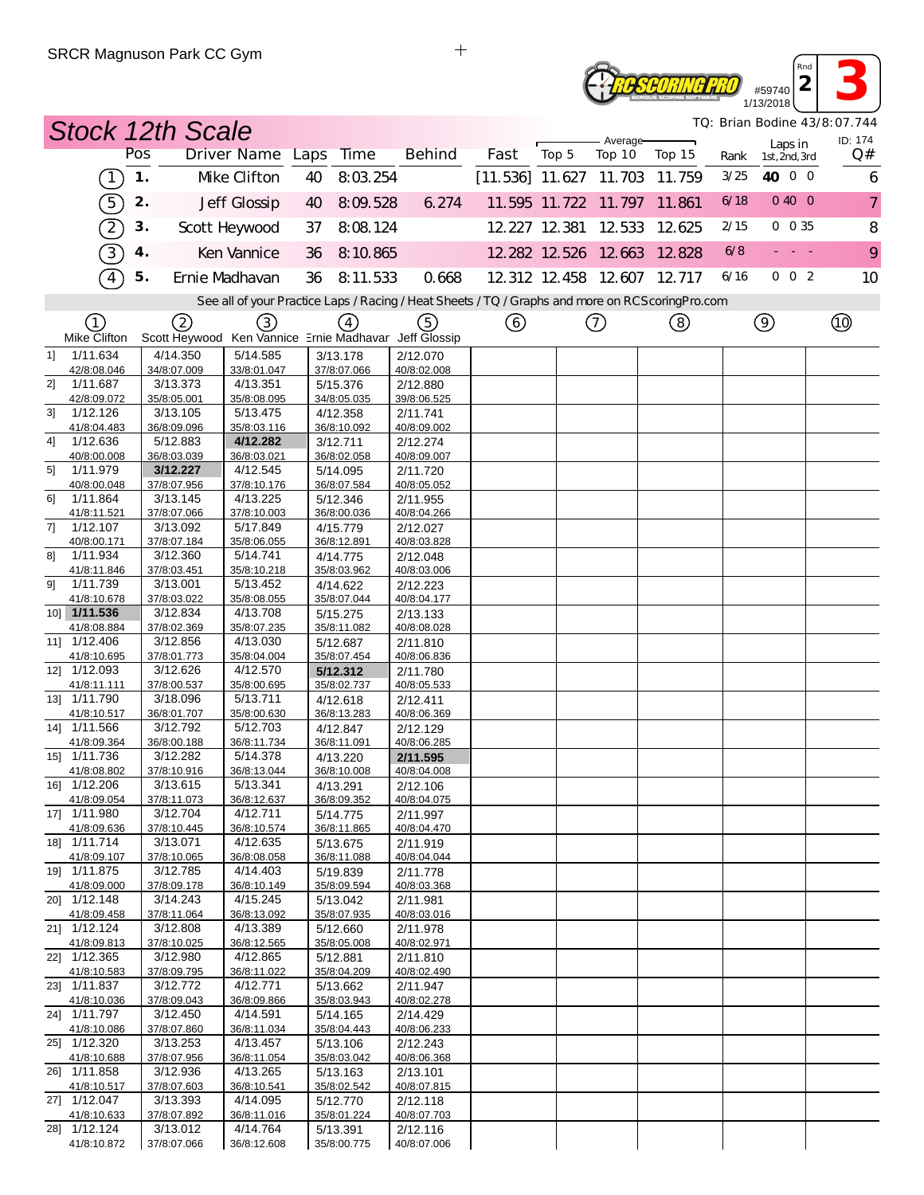SRCR Magnuson Park CC Gym

#59740 1/13/2018 Rnd 2 **3**

## Stock 12th Scale

TQ: Brian Bodine 43/8:07.744

ID: 174

| | Pos | Driver Name | Laps | Time | Behind | Fast | Average Top 5 | Average Top 10 | Average Top 15 | Rank | Laps in 1st, 2nd, 3rd | Q# |
|---|---|---|---|---|---|---|---|---|---|---|---|---|
| (1) | 1. | Mike Clifton | 40 | 8:03.254 | | [11.536] | 11.627 | 11.703 | 11.759 | 3/25 | **40** 0 0 | 6 |
| (5) | 2. | Jeff Glossip | 40 | 8:09.528 | 6.274 | 11.595 | 11.722 | 11.797 | 11.861 | 6/18 | 0 40 0 | 7 |
| (2) | 3. | Scott Heywood | 37 | 8:08.124 | | 12.227 | 12.381 | 12.533 | 12.625 | 2/15 | 0 0 35 | 8 |
| (3) | 4. | Ken Vannice | 36 | 8:10.865 | | 12.282 | 12.526 | 12.663 | 12.828 | 6/8 | - - - | 9 |
| (4) | 5. | Ernie Madhavan | 36 | 8:11.533 | 0.668 | 12.312 | 12.458 | 12.607 | 12.717 | 6/16 | 0 0 2 | 10 |

See all of your Practice Laps / Racing / Heat Sheets / TQ / Graphs and more on RCScoringPro.com

| Lap | (1) Mike Clifton | (2) Scott Heywood | (3) Ken Vannice | (4) Ernie Madhavan | (5) Jeff Glossip | (6) | (7) | (8) | (9) | (10) |
|---|---|---|---|---|---|---|---|---|---|---|
| 1] | 1/11.634 42/8:08.046 | 4/14.350 34/8:07.009 | 5/14.585 33/8:01.047 | 3/13.178 37/8:07.066 | 2/12.070 40/8:02.008 | | | | | |
| 2] | 1/11.687 42/8:09.072 | 3/13.373 35/8:05.001 | 4/13.351 35/8:08.095 | 5/15.376 34/8:05.035 | 2/12.880 39/8:06.525 | | | | | |
| 3] | 1/12.126 41/8:04.483 | 3/13.105 36/8:09.096 | 5/13.475 35/8:03.116 | 4/12.358 36/8:10.092 | 2/11.741 40/8:09.002 | | | | | |
| 4] | 1/12.636 40/8:00.008 | 5/12.883 36/8:03.039 | **4/12.282** 36/8:03.021 | 3/12.711 36/8:02.058 | 2/12.274 40/8:09.007 | | | | | |
| 5] | 1/11.979 40/8:00.048 | **3/12.227** 37/8:07.956 | 4/12.545 37/8:10.176 | 5/14.095 36/8:07.584 | 2/11.720 40/8:05.052 | | | | | |
| 6] | 1/11.864 41/8:11.521 | 3/13.145 37/8:07.066 | 4/13.225 37/8:10.003 | 5/12.346 36/8:00.036 | 2/11.955 40/8:04.266 | | | | | |
| 7] | 1/12.107 40/8:00.171 | 3/13.092 37/8:07.184 | 5/17.849 35/8:06.055 | 4/15.779 36/8:12.891 | 2/12.027 40/8:03.828 | | | | | |
| 8] | 1/11.934 41/8:11.846 | 3/12.360 37/8:03.451 | 5/14.741 35/8:10.218 | 4/14.775 35/8:03.962 | 2/12.048 40/8:03.006 | | | | | |
| 9] | 1/11.739 41/8:10.678 | 3/13.001 37/8:03.022 | 5/13.452 35/8:08.055 | 4/14.622 35/8:07.044 | 2/12.223 40/8:04.177 | | | | | |
| 10] | **1/11.536** 41/8:08.884 | 3/12.834 37/8:02.369 | 4/13.708 35/8:07.235 | 5/15.275 35/8:11.082 | 2/13.133 40/8:08.028 | | | | | |
| 11] | 1/12.406 41/8:10.695 | 3/12.856 37/8:01.773 | 4/13.030 35/8:04.004 | 5/12.687 35/8:07.454 | 2/11.810 40/8:06.836 | | | | | |
| 12] | 1/12.093 41/8:11.111 | 3/12.626 37/8:00.537 | 4/12.570 35/8:00.695 | **5/12.312** 35/8:02.737 | 2/11.780 40/8:05.533 | | | | | |
| 13] | 1/11.790 41/8:10.517 | 3/18.096 36/8:01.707 | 5/13.711 35/8:00.630 | 4/12.618 36/8:13.283 | 2/12.411 40/8:06.369 | | | | | |
| 14] | 1/11.566 41/8:09.364 | 3/12.792 36/8:00.188 | 5/12.703 36/8:11.734 | 4/12.847 36/8:11.091 | 2/12.129 40/8:06.285 | | | | | |
| 15] | 1/11.736 41/8:08.802 | 3/12.282 37/8:10.916 | 5/14.378 36/8:13.044 | 4/13.220 36/8:10.008 | **2/11.595** 40/8:04.008 | | | | | |
| 16] | 1/12.206 41/8:09.054 | 3/13.615 37/8:11.073 | 5/13.341 36/8:12.637 | 4/13.291 36/8:09.352 | 2/12.106 40/8:04.075 | | | | | |
| 17] | 1/11.980 41/8:09.636 | 3/12.704 37/8:10.445 | 4/12.711 36/8:10.574 | 5/14.775 36/8:11.865 | 2/11.997 40/8:04.470 | | | | | |
| 18] | 1/11.714 41/8:09.107 | 3/13.071 37/8:10.065 | 4/12.635 36/8:08.058 | 5/13.675 36/8:11.088 | 2/11.919 40/8:04.044 | | | | | |
| 19] | 1/11.875 41/8:09.000 | 3/12.785 37/8:09.178 | 4/14.403 36/8:10.149 | 5/19.839 35/8:09.594 | 2/11.778 40/8:03.368 | | | | | |
| 20] | 1/12.148 41/8:09.458 | 3/14.243 37/8:11.064 | 4/15.245 36/8:13.092 | 5/13.042 35/8:07.935 | 2/11.981 40/8:03.016 | | | | | |
| 21] | 1/12.124 41/8:09.813 | 3/12.808 37/8:10.025 | 4/13.389 36/8:12.565 | 5/12.660 35/8:05.008 | 2/11.978 40/8:02.971 | | | | | |
| 22] | 1/12.365 41/8:10.583 | 3/12.980 37/8:09.795 | 4/12.865 36/8:11.022 | 5/12.881 35/8:04.209 | 2/11.810 40/8:02.490 | | | | | |
| 23] | 1/11.837 41/8:10.036 | 3/12.772 37/8:09.043 | 4/12.771 36/8:09.866 | 5/13.662 35/8:03.943 | 2/11.947 40/8:02.278 | | | | | |
| 24] | 1/11.797 41/8:10.086 | 3/12.450 37/8:07.860 | 4/14.591 36/8:11.034 | 5/14.165 35/8:04.443 | 2/14.429 40/8:06.233 | | | | | |
| 25] | 1/12.320 41/8:10.688 | 3/13.253 37/8:07.956 | 4/13.457 36/8:11.054 | 5/13.106 35/8:03.042 | 2/12.243 40/8:06.368 | | | | | |
| 26] | 1/11.858 41/8:10.517 | 3/12.936 37/8:07.603 | 4/13.265 36/8:10.541 | 5/13.163 35/8:02.542 | 2/13.101 40/8:07.815 | | | | | |
| 27] | 1/12.047 41/8:10.633 | 3/13.393 37/8:07.892 | 4/14.095 36/8:11.016 | 5/12.770 35/8:01.224 | 2/12.118 40/8:07.703 | | | | | |
| 28] | 1/12.124 41/8:10.872 | 3/13.012 37/8:07.066 | 4/14.764 36/8:12.608 | 5/13.391 35/8:00.775 | 2/12.116 40/8:07.006 | | | | | |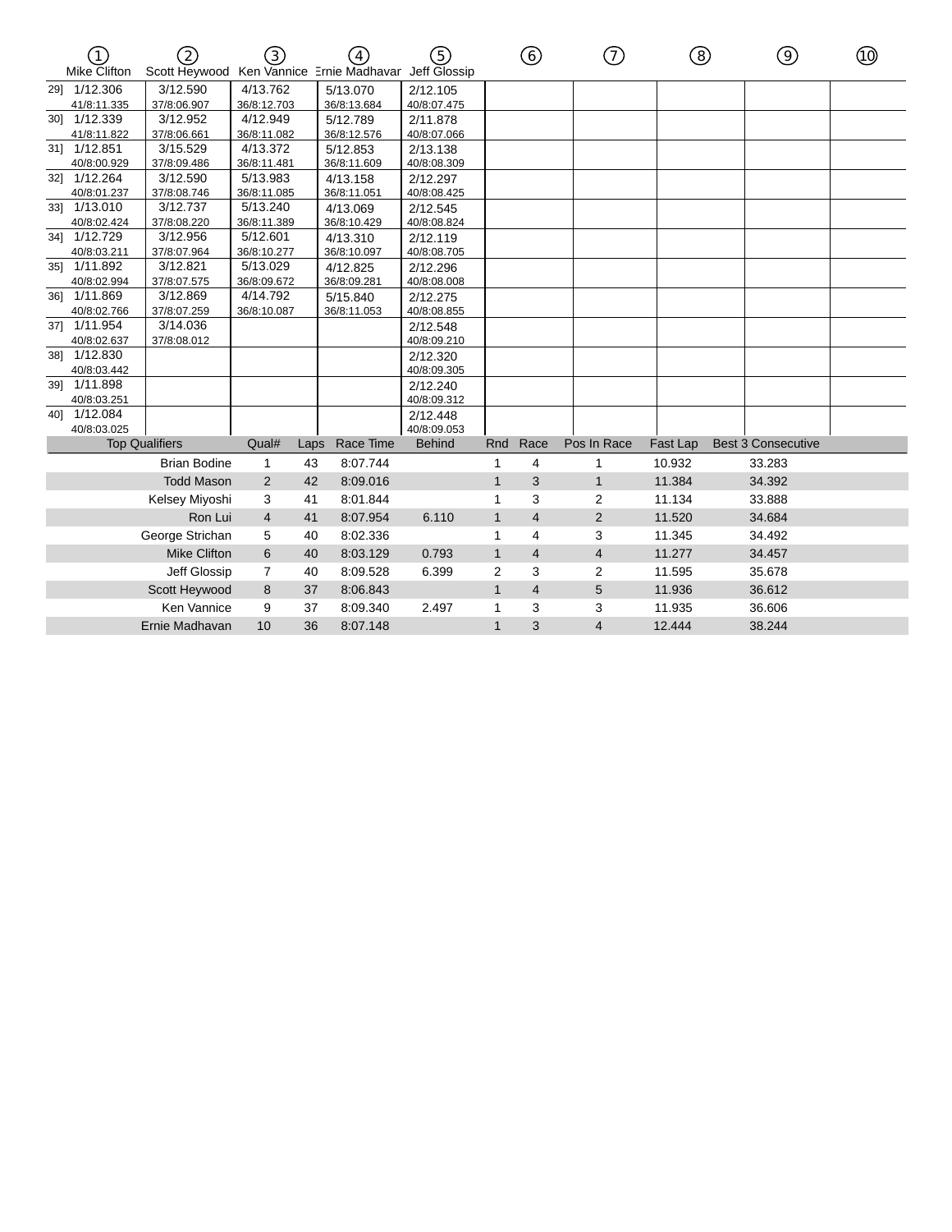| | ① Mike Clifton | ② Scott Heywood | ③ Ken Vannice | ④ Ernie Madhavan | ⑤ Jeff Glossip | ⑥ | ⑦ | ⑧ | ⑨ | ⑩ |
|---|---|---|---|---|---|---|---|---|---|---|
| 29] | 1/12.306 41/8:11.335 | 3/12.590 37/8:06.907 | 4/13.762 36/8:12.703 | 5/13.070 36/8:13.684 | 2/12.105 40/8:07.475 | | | | | |
| 30] | 1/12.339 41/8:11.822 | 3/12.952 37/8:06.661 | 4/12.949 36/8:11.082 | 5/12.789 36/8:12.576 | 2/11.878 40/8:07.066 | | | | | |
| 31] | 1/12.851 40/8:00.929 | 3/15.529 37/8:09.486 | 4/13.372 36/8:11.481 | 5/12.853 36/8:11.609 | 2/13.138 40/8:08.309 | | | | | |
| 32] | 1/12.264 40/8:01.237 | 3/12.590 37/8:08.746 | 5/13.983 36/8:11.085 | 4/13.158 36/8:11.051 | 2/12.297 40/8:08.425 | | | | | |
| 33] | 1/13.010 40/8:02.424 | 3/12.737 37/8:08.220 | 5/13.240 36/8:11.389 | 4/13.069 36/8:10.429 | 2/12.545 40/8:08.824 | | | | | |
| 34] | 1/12.729 40/8:03.211 | 3/12.956 37/8:07.964 | 5/12.601 36/8:10.277 | 4/13.310 36/8:10.097 | 2/12.119 40/8:08.705 | | | | | |
| 35] | 1/11.892 40/8:02.994 | 3/12.821 37/8:07.575 | 5/13.029 36/8:09.672 | 4/12.825 36/8:09.281 | 2/12.296 40/8:08.008 | | | | | |
| 36] | 1/11.869 40/8:02.766 | 3/12.869 37/8:07.259 | 4/14.792 36/8:10.087 | 5/15.840 36/8:11.053 | 2/12.275 40/8:08.855 | | | | | |
| 37] | 1/11.954 40/8:02.637 | 3/14.036 37/8:08.012 | | | 2/12.548 40/8:09.210 | | | | | |
| 38] | 1/12.830 40/8:03.442 | | | | 2/12.320 40/8:09.305 | | | | | |
| 39] | 1/11.898 40/8:03.251 | | | | 2/12.240 40/8:09.312 | | | | | |
| 40] | 1/12.084 40/8:03.025 | | | | 2/12.448 40/8:09.053 | | | | | |

| Top Qualifiers | Qual# | Laps | Race Time | Behind | Rnd | Race | Pos In Race | Fast Lap | Best 3 Consecutive |
|---|---|---|---|---|---|---|---|---|---|
| Brian Bodine | 1 | 43 | 8:07.744 | | 1 | 4 | 1 | 10.932 | 33.283 |
| Todd Mason | 2 | 42 | 8:09.016 | | 1 | 3 | 1 | 11.384 | 34.392 |
| Kelsey Miyoshi | 3 | 41 | 8:01.844 | | 1 | 3 | 2 | 11.134 | 33.888 |
| Ron Lui | 4 | 41 | 8:07.954 | 6.110 | 1 | 4 | 2 | 11.520 | 34.684 |
| George Strichan | 5 | 40 | 8:02.336 | | 1 | 4 | 3 | 11.345 | 34.492 |
| Mike Clifton | 6 | 40 | 8:03.129 | 0.793 | 1 | 4 | 4 | 11.277 | 34.457 |
| Jeff Glossip | 7 | 40 | 8:09.528 | 6.399 | 2 | 3 | 2 | 11.595 | 35.678 |
| Scott Heywood | 8 | 37 | 8:06.843 | | 1 | 4 | 5 | 11.936 | 36.612 |
| Ken Vannice | 9 | 37 | 8:09.340 | 2.497 | 1 | 3 | 3 | 11.935 | 36.606 |
| Ernie Madhavan | 10 | 36 | 8:07.148 | | 1 | 3 | 4 | 12.444 | 38.244 |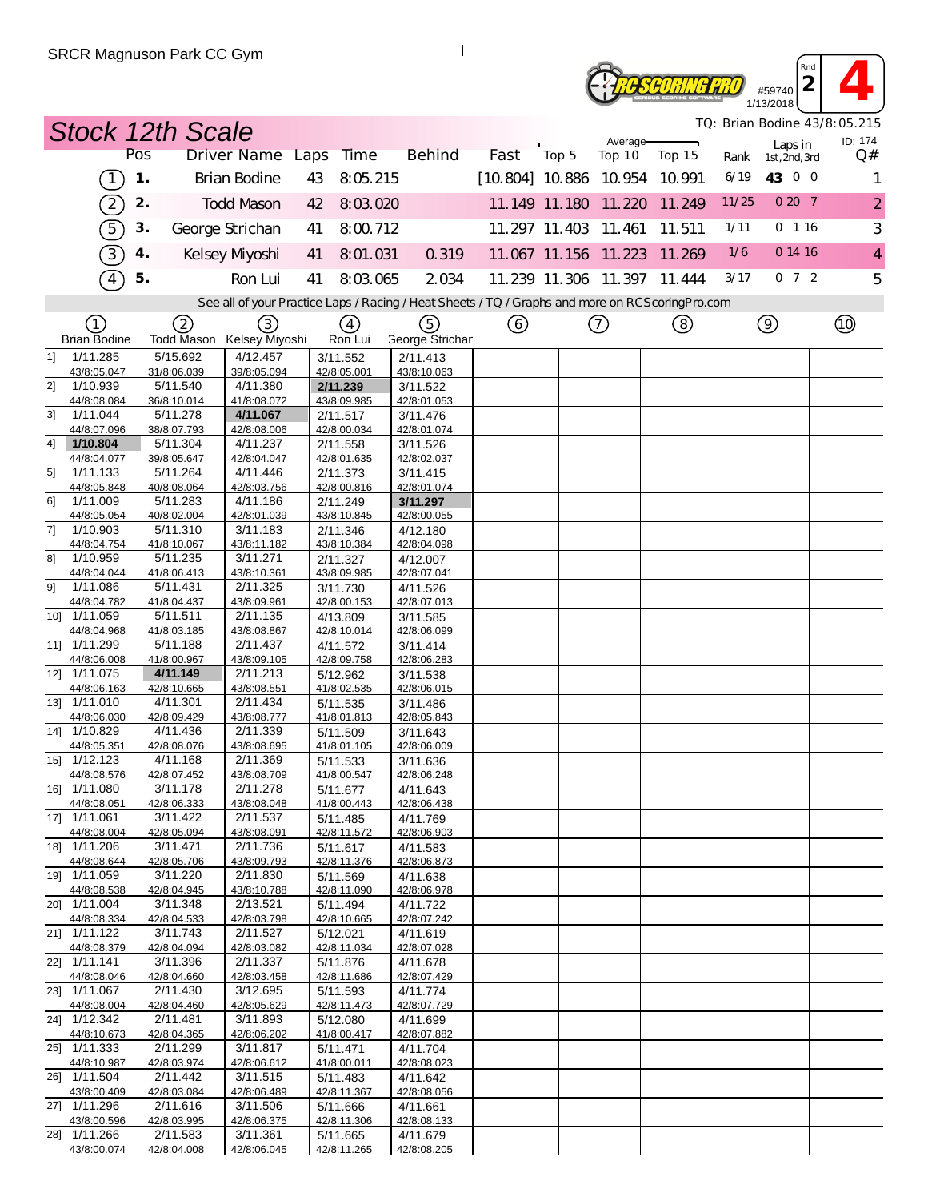SRCR Magnuson Park CC Gym

#59740 1/13/2018 Rnd 2 **4**

TQ: Brian Bodine 43/8:05.215

## Stock 12th Scale

ID: 174

| | Pos | Driver Name | Laps | Time | Behind | Fast | Average Top 5 | Average Top 10 | Average Top 15 | Rank | Laps in 1st, 2nd, 3rd | Q# |
|---|---|---|---|---|---|---|---|---|---|---|---|---|
| 1 | 1. | Brian Bodine | 43 | 8:05.215 | | [10.804] | 10.886 | 10.954 | 10.991 | 6/19 | **43** 0 0 | 1 |
| 2 | 2. | Todd Mason | 42 | 8:03.020 | | 11.149 | 11.180 | 11.220 | 11.249 | 11/25 | 0 20 7 | 2 |
| 5 | 3. | George Strichan | 41 | 8:00.712 | | 11.297 | 11.403 | 11.461 | 11.511 | 1/11 | 0 1 16 | 3 |
| 3 | 4. | Kelsey Miyoshi | 41 | 8:01.031 | 0.319 | 11.067 | 11.156 | 11.223 | 11.269 | 1/6 | 0 14 16 | 4 |
| 4 | 5. | Ron Lui | 41 | 8:03.065 | 2.034 | 11.239 | 11.306 | 11.397 | 11.444 | 3/17 | 0 7 2 | 5 |

See all of your Practice Laps / Racing / Heat Sheets / TQ / Graphs and more on RCScoringPro.com

| Lap | 1 Brian Bodine | 2 Todd Mason | 3 Kelsey Miyoshi | 4 Ron Lui | 5 George Strichar | 6 | 7 | 8 | 9 | 10 |
|---|---|---|---|---|---|---|---|---|---|---|
| 1] | 1/11.285 43/8:05.047 | 5/15.692 31/8:06.039 | 4/12.457 39/8:05.094 | 3/11.552 42/8:05.001 | 2/11.413 43/8:10.063 | | | | | |
| 2] | 1/10.939 44/8:08.084 | 5/11.540 36/8:10.014 | 4/11.380 41/8:08.072 | **2/11.239** 43/8:09.985 | 3/11.522 42/8:01.053 | | | | | |
| 3] | 1/11.044 44/8:07.096 | 5/11.278 38/8:07.793 | **4/11.067** 42/8:08.006 | 2/11.517 42/8:00.034 | 3/11.476 42/8:01.074 | | | | | |
| 4] | **1/10.804** 44/8:04.077 | 5/11.304 39/8:05.647 | 4/11.237 42/8:04.047 | 2/11.558 42/8:01.635 | 3/11.526 42/8:02.037 | | | | | |
| 5] | 1/11.133 44/8:05.848 | 5/11.264 40/8:08.064 | 4/11.446 42/8:03.756 | 2/11.373 42/8:00.816 | 3/11.415 42/8:01.074 | | | | | |
| 6] | 1/11.009 44/8:05.054 | 5/11.283 40/8:02.004 | 4/11.186 42/8:01.039 | 2/11.249 43/8:10.845 | **3/11.297** 42/8:00.055 | | | | | |
| 7] | 1/10.903 44/8:04.754 | 5/11.310 41/8:10.067 | 3/11.183 43/8:11.182 | 2/11.346 43/8:10.384 | 4/12.180 42/8:04.098 | | | | | |
| 8] | 1/10.959 44/8:04.044 | 5/11.235 41/8:06.413 | 3/11.271 43/8:10.361 | 2/11.327 43/8:09.985 | 4/12.007 42/8:07.041 | | | | | |
| 9] | 1/11.086 44/8:04.782 | 5/11.431 41/8:04.437 | 2/11.325 43/8:09.961 | 3/11.730 42/8:00.153 | 4/11.526 42/8:07.013 | | | | | |
| 10] | 1/11.059 44/8:04.968 | 5/11.511 41/8:03.185 | 2/11.135 43/8:08.867 | 4/13.809 42/8:10.014 | 3/11.585 42/8:06.099 | | | | | |
| 11] | 1/11.299 44/8:06.008 | 5/11.188 41/8:00.967 | 2/11.437 43/8:09.105 | 4/11.572 42/8:09.758 | 3/11.414 42/8:06.283 | | | | | |
| 12] | 1/11.075 44/8:06.163 | **4/11.149** 42/8:10.665 | 2/11.213 43/8:08.551 | 5/12.962 41/8:02.535 | 3/11.538 42/8:06.015 | | | | | |
| 13] | 1/11.010 44/8:06.030 | 4/11.301 42/8:09.429 | 2/11.434 43/8:08.777 | 5/11.535 41/8:01.813 | 3/11.486 42/8:05.843 | | | | | |
| 14] | 1/10.829 44/8:05.351 | 4/11.436 42/8:08.076 | 2/11.339 43/8:08.695 | 5/11.509 41/8:01.105 | 3/11.643 42/8:06.009 | | | | | |
| 15] | 1/12.123 44/8:08.576 | 4/11.168 42/8:07.452 | 2/11.369 43/8:08.709 | 5/11.533 41/8:00.547 | 3/11.636 42/8:06.248 | | | | | |
| 16] | 1/11.080 44/8:08.051 | 3/11.178 42/8:06.333 | 2/11.278 43/8:08.048 | 5/11.677 41/8:00.443 | 4/11.643 42/8:06.438 | | | | | |
| 17] | 1/11.061 44/8:08.004 | 3/11.422 42/8:05.094 | 2/11.537 43/8:08.091 | 5/11.485 42/8:11.572 | 4/11.769 42/8:06.903 | | | | | |
| 18] | 1/11.206 44/8:08.644 | 3/11.471 42/8:05.706 | 2/11.736 43/8:09.793 | 5/11.617 42/8:11.376 | 4/11.583 42/8:06.873 | | | | | |
| 19] | 1/11.059 44/8:08.538 | 3/11.220 42/8:04.945 | 2/11.830 43/8:10.788 | 5/11.569 42/8:11.090 | 4/11.638 42/8:06.978 | | | | | |
| 20] | 1/11.004 44/8:08.334 | 3/11.348 42/8:04.533 | 2/13.521 42/8:03.798 | 5/11.494 42/8:10.665 | 4/11.722 42/8:07.242 | | | | | |
| 21] | 1/11.122 44/8:08.379 | 3/11.743 42/8:04.094 | 2/11.527 42/8:03.082 | 5/12.021 42/8:11.034 | 4/11.619 42/8:07.028 | | | | | |
| 22] | 1/11.141 44/8:08.046 | 3/11.396 42/8:04.660 | 2/11.337 42/8:03.458 | 5/11.876 42/8:11.686 | 4/11.678 42/8:07.429 | | | | | |
| 23] | 1/11.067 44/8:08.004 | 2/11.430 42/8:04.460 | 3/12.695 42/8:05.629 | 5/11.593 42/8:11.473 | 4/11.774 42/8:07.729 | | | | | |
| 24] | 1/12.342 44/8:10.673 | 2/11.481 42/8:04.365 | 3/11.893 42/8:06.202 | 5/12.080 41/8:00.417 | 4/11.699 42/8:07.882 | | | | | |
| 25] | 1/11.333 44/8:10.987 | 2/11.299 42/8:03.974 | 3/11.817 42/8:06.612 | 5/11.471 41/8:00.011 | 4/11.704 42/8:08.023 | | | | | |
| 26] | 1/11.504 43/8:00.409 | 2/11.442 42/8:03.084 | 3/11.515 42/8:06.489 | 5/11.483 42/8:11.367 | 4/11.642 42/8:08.056 | | | | | |
| 27] | 1/11.296 43/8:00.596 | 2/11.616 42/8:03.995 | 3/11.506 42/8:06.375 | 5/11.666 42/8:11.306 | 4/11.661 42/8:08.133 | | | | | |
| 28] | 1/11.266 43/8:00.074 | 2/11.583 42/8:04.008 | 3/11.361 42/8:06.045 | 5/11.665 42/8:11.265 | 4/11.679 42/8:08.205 | | | | | |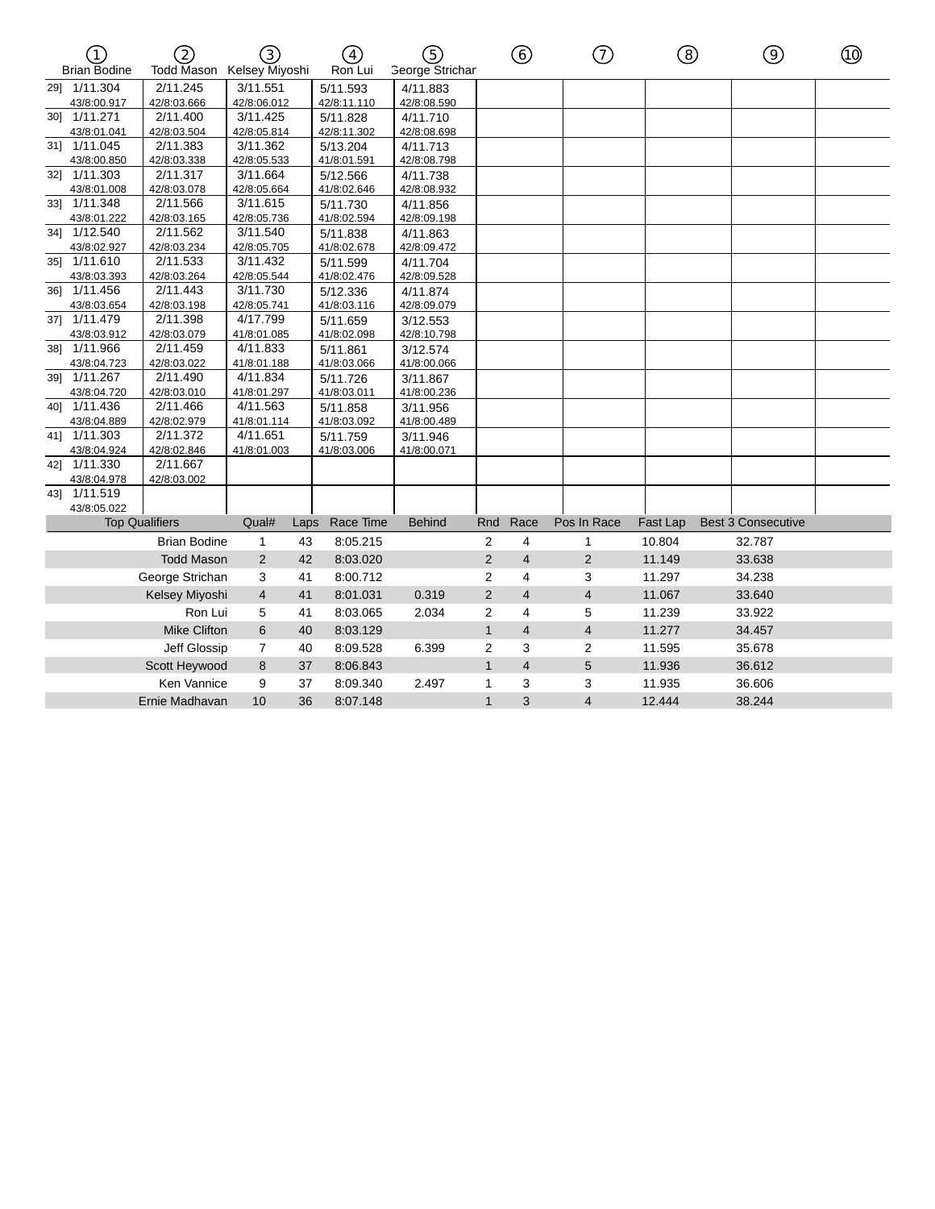| | ① Brian Bodine | ② Todd Mason | ③ Kelsey Miyoshi | ④ Ron Lui | ⑤ George Strichan | ⑥ | ⑦ | ⑧ | ⑨ | ⑩ |
|---|---|---|---|---|---|---|---|---|---|---|
| 29] | 1/11.304 43/8:00.917 | 2/11.245 42/8:03.666 | 3/11.551 42/8:06.012 | 5/11.593 42/8:11.110 | 4/11.883 42/8:08.590 | | | | | |
| 30] | 1/11.271 43/8:01.041 | 2/11.400 42/8:03.504 | 3/11.425 42/8:05.814 | 5/11.828 42/8:11.302 | 4/11.710 42/8:08.698 | | | | | |
| 31] | 1/11.045 43/8:00.850 | 2/11.383 42/8:03.338 | 3/11.362 42/8:05.533 | 5/13.204 41/8:01.591 | 4/11.713 42/8:08.798 | | | | | |
| 32] | 1/11.303 43/8:01.008 | 2/11.317 42/8:03.078 | 3/11.664 42/8:05.664 | 5/12.566 41/8:02.646 | 4/11.738 42/8:08.932 | | | | | |
| 33] | 1/11.348 43/8:01.222 | 2/11.566 42/8:03.165 | 3/11.615 42/8:05.736 | 5/11.730 41/8:02.594 | 4/11.856 42/8:09.198 | | | | | |
| 34] | 1/12.540 43/8:02.927 | 2/11.562 42/8:03.234 | 3/11.540 42/8:05.705 | 5/11.838 41/8:02.678 | 4/11.863 42/8:09.472 | | | | | |
| 35] | 1/11.610 43/8:03.393 | 2/11.533 42/8:03.264 | 3/11.432 42/8:05.544 | 5/11.599 41/8:02.476 | 4/11.704 42/8:09.528 | | | | | |
| 36] | 1/11.456 43/8:03.654 | 2/11.443 42/8:03.198 | 3/11.730 42/8:05.741 | 5/12.336 41/8:03.116 | 4/11.874 42/8:09.079 | | | | | |
| 37] | 1/11.479 43/8:03.912 | 2/11.398 42/8:03.079 | 4/17.799 41/8:01.085 | 5/11.659 41/8:02.098 | 3/12.553 42/8:10.798 | | | | | |
| 38] | 1/11.966 43/8:04.723 | 2/11.459 42/8:03.022 | 4/11.833 41/8:01.188 | 5/11.861 41/8:03.066 | 3/12.574 41/8:00.066 | | | | | |
| 39] | 1/11.267 43/8:04.720 | 2/11.490 42/8:03.010 | 4/11.834 41/8:01.297 | 5/11.726 41/8:03.011 | 3/11.867 41/8:00.236 | | | | | |
| 40] | 1/11.436 43/8:04.889 | 2/11.466 42/8:02.979 | 4/11.563 41/8:01.114 | 5/11.858 41/8:03.092 | 3/11.956 41/8:00.489 | | | | | |
| 41] | 1/11.303 43/8:04.924 | 2/11.372 42/8:02.846 | 4/11.651 41/8:01.003 | 5/11.759 41/8:03.006 | 3/11.946 41/8:00.071 | | | | | |
| 42] | 1/11.330 43/8:04.978 | 2/11.667 42/8:03.002 | | | | | | | | |
| 43] | 1/11.519 43/8:05.022 | | | | | | | | | |

| Top Qualifiers | Qual# | Laps | Race Time | Behind | Rnd | Race | Pos In Race | Fast Lap | Best 3 Consecutive |
|---|---|---|---|---|---|---|---|---|---|
| Brian Bodine | 1 | 43 | 8:05.215 | | 2 | 4 | 1 | 10.804 | 32.787 |
| Todd Mason | 2 | 42 | 8:03.020 | | 2 | 4 | 2 | 11.149 | 33.638 |
| George Strichan | 3 | 41 | 8:00.712 | | 2 | 4 | 3 | 11.297 | 34.238 |
| Kelsey Miyoshi | 4 | 41 | 8:01.031 | 0.319 | 2 | 4 | 4 | 11.067 | 33.640 |
| Ron Lui | 5 | 41 | 8:03.065 | 2.034 | 2 | 4 | 5 | 11.239 | 33.922 |
| Mike Clifton | 6 | 40 | 8:03.129 | | 1 | 4 | 4 | 11.277 | 34.457 |
| Jeff Glossip | 7 | 40 | 8:09.528 | 6.399 | 2 | 3 | 2 | 11.595 | 35.678 |
| Scott Heywood | 8 | 37 | 8:06.843 | | 1 | 4 | 5 | 11.936 | 36.612 |
| Ken Vannice | 9 | 37 | 8:09.340 | 2.497 | 1 | 3 | 3 | 11.935 | 36.606 |
| Ernie Madhavan | 10 | 36 | 8:07.148 | | 1 | 3 | 4 | 12.444 | 38.244 |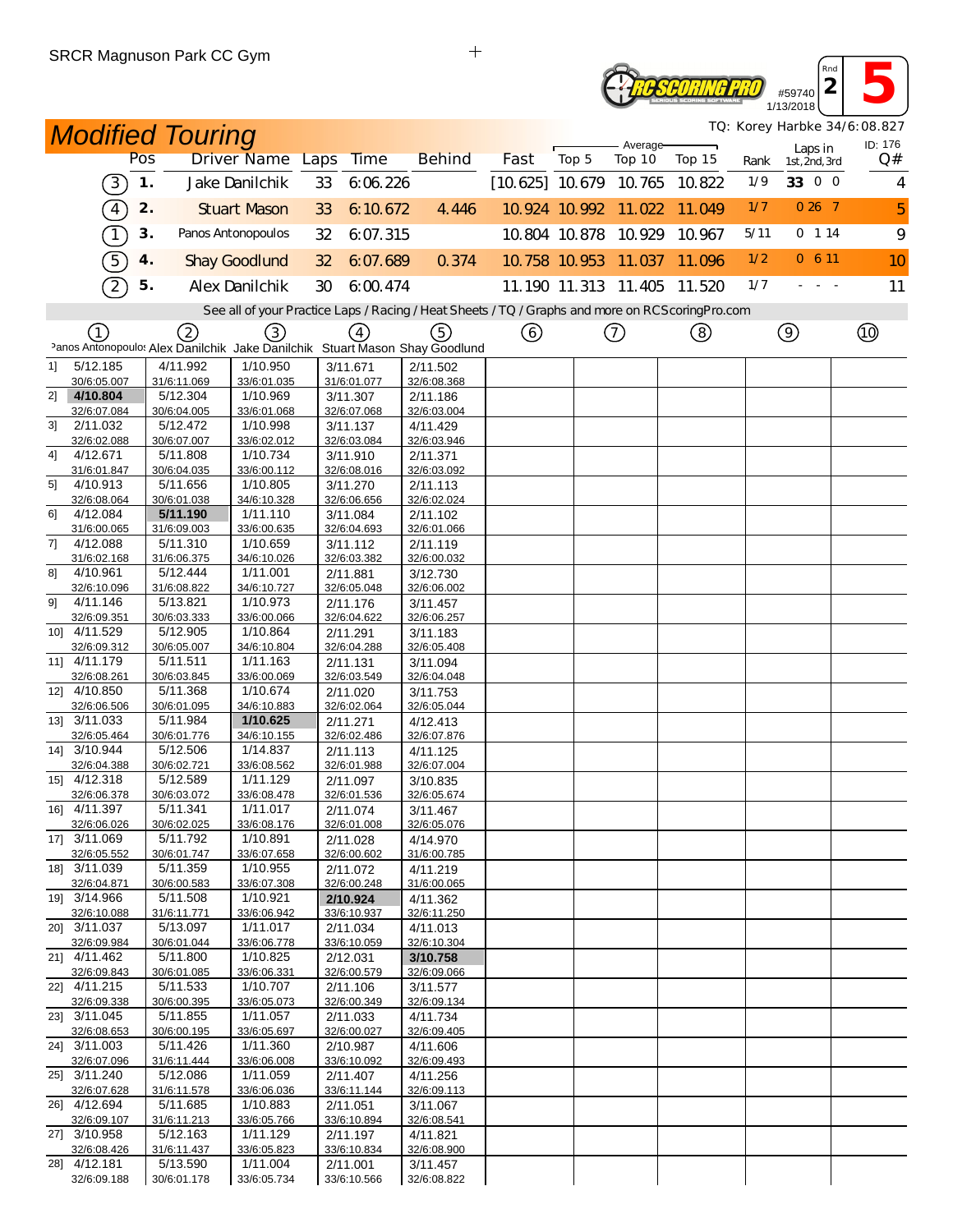SRCR Magnuson Park CC Gym

#59740 1/13/2018 Rnd 2 **5**

# Modified Touring

TQ: Korey Harbke 34/6:08.827

ID: 176

| | Pos | Driver Name | Laps | Time | Behind | Fast | Average Top 5 | Average Top 10 | Average Top 15 | Rank | Laps in 1st, 2nd, 3rd | Q# |
|---|---|---|---|---|---|---|---|---|---|---|---|---|
| (3) | 1. | Jake Danilchik | 33 | 6:06.226 | | [10.625] | 10.679 | 10.765 | 10.822 | 1/9 | **33** 0 0 | 4 |
| (4) | 2. | Stuart Mason | 33 | 6:10.672 | 4.446 | 10.924 | 10.992 | 11.022 | 11.049 | 1/7 | 0 26 7 | 5 |
| (1) | 3. | Panos Antonopoulos | 32 | 6:07.315 | | 10.804 | 10.878 | 10.929 | 10.967 | 5/11 | 0 1 14 | 9 |
| (5) | 4. | Shay Goodlund | 32 | 6:07.689 | 0.374 | 10.758 | 10.953 | 11.037 | 11.096 | 1/2 | 0 6 11 | 10 |
| (2) | 5. | Alex Danilchik | 30 | 6:00.474 | | 11.190 | 11.313 | 11.405 | 11.520 | 1/7 | - - - | 11 |

See all of your Practice Laps / Racing / Heat Sheets / TQ / Graphs and more on RCScoringPro.com

| Lap | (1) Panos Antonopoulos | (2) Alex Danilchik | (3) Jake Danilchik | (4) Stuart Mason | (5) Shay Goodlund | (6) | (7) | (8) | (9) | (10) |
|---|---|---|---|---|---|---|---|---|---|---|
| 1] | 5/12.185 30/6:05.007 | 4/11.992 31/6:11.069 | 1/10.950 33/6:01.035 | 3/11.671 31/6:01.077 | 2/11.502 32/6:08.368 | | | | | |
| 2] | **4/10.804** 32/6:07.084 | 5/12.304 30/6:04.005 | 1/10.969 33/6:01.068 | 3/11.307 32/6:07.068 | 2/11.186 32/6:03.004 | | | | | |
| 3] | 2/11.032 32/6:02.088 | 5/12.472 30/6:07.007 | 1/10.998 33/6:02.012 | 3/11.137 32/6:03.084 | 4/11.429 32/6:03.946 | | | | | |
| 4] | 4/12.671 31/6:01.847 | 5/11.808 30/6:04.035 | 1/10.734 33/6:00.112 | 3/11.910 32/6:08.016 | 2/11.371 32/6:03.092 | | | | | |
| 5] | 4/10.913 32/6:08.064 | 5/11.656 30/6:01.038 | 1/10.805 34/6:10.328 | 3/11.270 32/6:06.656 | 2/11.113 32/6:02.024 | | | | | |
| 6] | 4/12.084 31/6:00.065 | **5/11.190** 31/6:09.003 | 1/11.110 33/6:00.635 | 3/11.084 32/6:04.693 | 2/11.102 32/6:01.066 | | | | | |
| 7] | 4/12.088 31/6:02.168 | 5/11.310 31/6:06.375 | 1/10.659 34/6:10.026 | 3/11.112 32/6:03.382 | 2/11.119 32/6:00.032 | | | | | |
| 8] | 4/10.961 32/6:10.096 | 5/12.444 31/6:08.822 | 1/11.001 34/6:10.727 | 2/11.881 32/6:05.048 | 3/12.730 32/6:06.002 | | | | | |
| 9] | 4/11.146 32/6:09.351 | 5/13.821 30/6:03.333 | 1/10.973 33/6:00.066 | 2/11.176 32/6:04.622 | 3/11.457 32/6:06.257 | | | | | |
| 10] | 4/11.529 32/6:09.312 | 5/12.905 30/6:05.007 | 1/10.864 34/6:10.804 | 2/11.291 32/6:04.288 | 3/11.183 32/6:05.408 | | | | | |
| 11] | 4/11.179 32/6:08.261 | 5/11.511 30/6:03.845 | 1/11.163 33/6:00.069 | 2/11.131 32/6:03.549 | 3/11.094 32/6:04.048 | | | | | |
| 12] | 4/10.850 32/6:06.506 | 5/11.368 30/6:01.095 | 1/10.674 34/6:10.883 | 2/11.020 32/6:02.064 | 3/11.753 32/6:05.044 | | | | | |
| 13] | 3/11.033 32/6:05.464 | 5/11.984 30/6:01.776 | **1/10.625** 34/6:10.155 | 2/11.271 32/6:02.486 | 4/12.413 32/6:07.876 | | | | | |
| 14] | 3/10.944 32/6:04.388 | 5/12.506 30/6:02.721 | 1/14.837 33/6:08.562 | 2/11.113 32/6:01.988 | 4/11.125 32/6:07.004 | | | | | |
| 15] | 4/12.318 32/6:06.378 | 5/12.589 30/6:03.072 | 1/11.129 33/6:08.478 | 2/11.097 32/6:01.536 | 3/10.835 32/6:05.674 | | | | | |
| 16] | 4/11.397 32/6:06.026 | 5/11.341 30/6:02.025 | 1/11.017 33/6:08.176 | 2/11.074 32/6:01.008 | 3/11.467 32/6:05.076 | | | | | |
| 17] | 3/11.069 32/6:05.552 | 5/11.792 30/6:01.747 | 1/10.891 33/6:07.658 | 2/11.028 32/6:00.602 | 4/14.970 31/6:00.785 | | | | | |
| 18] | 3/11.039 32/6:04.871 | 5/11.359 30/6:00.583 | 1/10.955 33/6:07.308 | 2/11.072 32/6:00.248 | 4/11.219 31/6:00.065 | | | | | |
| 19] | 3/14.966 32/6:10.088 | 5/11.508 31/6:11.771 | 1/10.921 33/6:06.942 | **2/10.924** 33/6:10.937 | 4/11.362 32/6:11.250 | | | | | |
| 20] | 3/11.037 32/6:09.984 | 5/13.097 30/6:01.044 | 1/11.017 33/6:06.778 | 2/11.034 33/6:10.059 | 4/11.013 32/6:10.304 | | | | | |
| 21] | 4/11.462 32/6:09.843 | 5/11.800 30/6:01.085 | 1/10.825 33/6:06.331 | 2/12.031 32/6:00.579 | **3/10.758** 32/6:09.066 | | | | | |
| 22] | 4/11.215 32/6:09.338 | 5/11.533 30/6:00.395 | 1/10.707 33/6:05.073 | 2/11.106 32/6:00.349 | 3/11.577 32/6:09.134 | | | | | |
| 23] | 3/11.045 32/6:08.653 | 5/11.855 30/6:00.195 | 1/11.057 33/6:05.697 | 2/11.033 32/6:00.027 | 4/11.734 32/6:09.405 | | | | | |
| 24] | 3/11.003 32/6:07.096 | 5/11.426 31/6:11.444 | 1/11.360 33/6:06.008 | 2/10.987 33/6:10.092 | 4/11.606 32/6:09.493 | | | | | |
| 25] | 3/11.240 32/6:07.628 | 5/12.086 31/6:11.578 | 1/11.059 33/6:06.036 | 2/11.407 33/6:11.144 | 4/11.256 32/6:09.113 | | | | | |
| 26] | 4/12.694 32/6:09.107 | 5/11.685 31/6:11.213 | 1/10.883 33/6:05.766 | 2/11.051 33/6:10.894 | 3/11.067 32/6:08.541 | | | | | |
| 27] | 3/10.958 32/6:08.426 | 5/12.163 31/6:11.437 | 1/11.129 33/6:05.823 | 2/11.197 33/6:10.834 | 4/11.821 32/6:08.900 | | | | | |
| 28] | 4/12.181 32/6:09.188 | 5/13.590 30/6:01.178 | 1/11.004 33/6:05.734 | 2/11.001 33/6:10.566 | 3/11.457 32/6:08.822 | | | | | |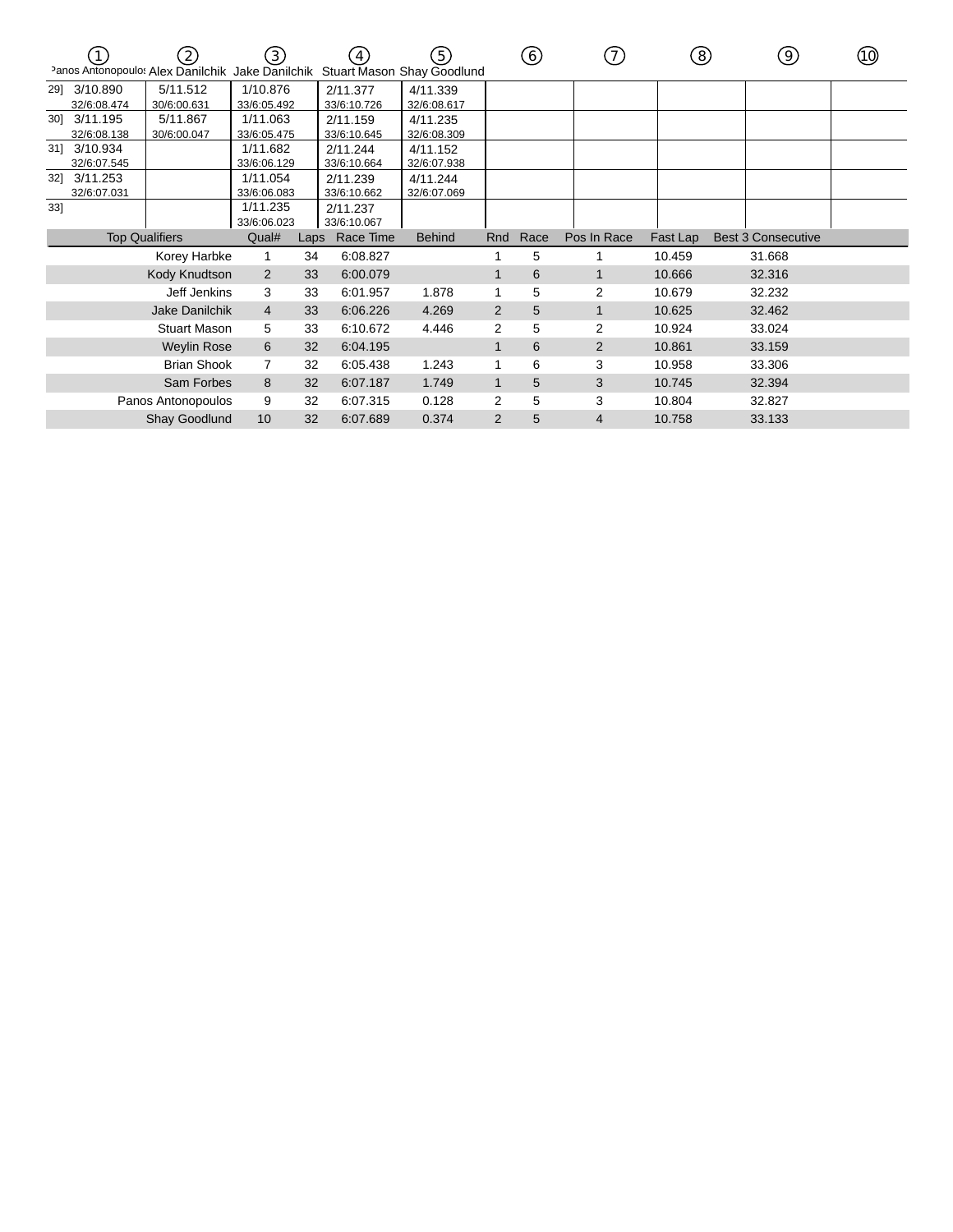| | ① Panos Antonopoulos | ② Alex Danilchik | ③ Jake Danilchik | ④ Stuart Mason | ⑤ Shay Goodlund | ⑥ | ⑦ | ⑧ | ⑨ | ⑩ |
|---|---|---|---|---|---|---|---|---|---|---|
| 29] | 3/10.890 32/6:08.474 | 5/11.512 30/6:00.631 | 1/10.876 33/6:05.492 | 2/11.377 33/6:10.726 | 4/11.339 32/6:08.617 | | | | | |
| 30] | 3/11.195 32/6:08.138 | 5/11.867 30/6:00.047 | 1/11.063 33/6:05.475 | 2/11.159 33/6:10.645 | 4/11.235 32/6:08.309 | | | | | |
| 31] | 3/10.934 32/6:07.545 | | 1/11.682 33/6:06.129 | 2/11.244 33/6:10.664 | 4/11.152 32/6:07.938 | | | | | |
| 32] | 3/11.253 32/6:07.031 | | 1/11.054 33/6:06.083 | 2/11.239 33/6:10.662 | 4/11.244 32/6:07.069 | | | | | |
| 33] | | | 1/11.235 33/6:06.023 | 2/11.237 33/6:10.067 | | | | | | |

| Top Qualifiers | Qual# | Laps | Race Time | Behind | Rnd | Race | Pos In Race | Fast Lap | Best 3 Consecutive |
|---|---|---|---|---|---|---|---|---|---|
| Korey Harbke | 1 | 34 | 6:08.827 | | 1 | 5 | 1 | 10.459 | 31.668 |
| Kody Knudtson | 2 | 33 | 6:00.079 | | 1 | 6 | 1 | 10.666 | 32.316 |
| Jeff Jenkins | 3 | 33 | 6:01.957 | 1.878 | 1 | 5 | 2 | 10.679 | 32.232 |
| Jake Danilchik | 4 | 33 | 6:06.226 | 4.269 | 2 | 5 | 1 | 10.625 | 32.462 |
| Stuart Mason | 5 | 33 | 6:10.672 | 4.446 | 2 | 5 | 2 | 10.924 | 33.024 |
| Weylin Rose | 6 | 32 | 6:04.195 | | 1 | 6 | 2 | 10.861 | 33.159 |
| Brian Shook | 7 | 32 | 6:05.438 | 1.243 | 1 | 6 | 3 | 10.958 | 33.306 |
| Sam Forbes | 8 | 32 | 6:07.187 | 1.749 | 1 | 5 | 3 | 10.745 | 32.394 |
| Panos Antonopoulos | 9 | 32 | 6:07.315 | 0.128 | 2 | 5 | 3 | 10.804 | 32.827 |
| Shay Goodlund | 10 | 32 | 6:07.689 | 0.374 | 2 | 5 | 4 | 10.758 | 33.133 |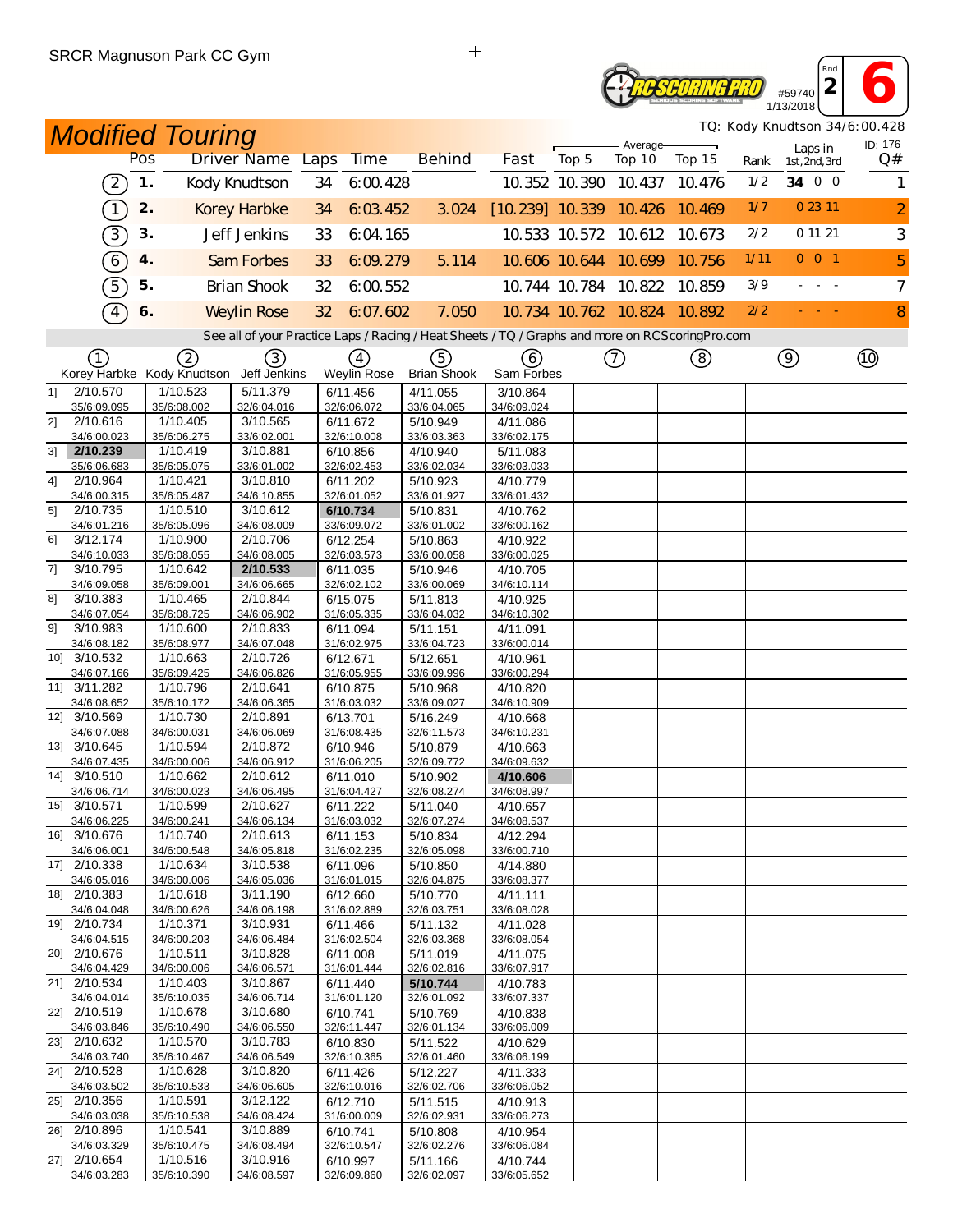SRCR Magnuson Park CC Gym

#59740 1/13/2018 Rnd 2 **6**

# Modified Touring

TQ: Kody Knudtson 34/6:00.428

| | Pos | Driver Name | Laps | Time | Behind | Fast | Average Top 5 | Average Top 10 | Average Top 15 | Rank | Laps in 1st, 2nd, 3rd | ID: 176 Q# |
|---|---|---|---|---|---|---|---|---|---|---|---|---|
| (2) | 1. | Kody Knudtson | 34 | 6:00.428 | | 10.352 | 10.390 | 10.437 | 10.476 | 1/2 | **34** 0 0 | 1 |
| (1) | 2. | Korey Harbke | 34 | 6:03.452 | 3.024 | [10.239] | 10.339 | 10.426 | 10.469 | 1/7 | 0 23 11 | 2 |
| (3) | 3. | Jeff Jenkins | 33 | 6:04.165 | | 10.533 | 10.572 | 10.612 | 10.673 | 2/2 | 0 11 21 | 3 |
| (6) | 4. | Sam Forbes | 33 | 6:09.279 | 5.114 | 10.606 | 10.644 | 10.699 | 10.756 | 1/11 | 0 0 1 | 5 |
| (5) | 5. | Brian Shook | 32 | 6:00.552 | | 10.744 | 10.784 | 10.822 | 10.859 | 3/9 | - - - | 7 |
| (4) | 6. | Weylin Rose | 32 | 6:07.602 | 7.050 | 10.734 | 10.762 | 10.824 | 10.892 | 2/2 | - - - | 8 |

See all of your Practice Laps / Racing / Heat Sheets / TQ / Graphs and more on RCScoringPro.com

| | (1) Korey Harbke | (2) Kody Knudtson | (3) Jeff Jenkins | (4) Weylin Rose | (5) Brian Shook | (6) Sam Forbes | (7) | (8) | (9) | (10) |
|---|---|---|---|---|---|---|---|---|---|---|
| 1] | 2/10.570 35/6:09.095 | 1/10.523 35/6:08.002 | 5/11.379 32/6:04.016 | 6/11.456 32/6:06.072 | 4/11.055 33/6:04.065 | 3/10.864 34/6:09.024 | | | | |
| 2] | 2/10.616 34/6:00.023 | 1/10.405 35/6:06.275 | 3/10.565 33/6:02.001 | 6/11.672 32/6:10.008 | 5/10.949 33/6:03.363 | 4/11.086 33/6:02.175 | | | | |
| 3] | **2/10.239** 35/6:06.683 | 1/10.419 35/6:05.075 | 3/10.881 33/6:01.002 | 6/10.856 32/6:02.453 | 4/10.940 33/6:02.034 | 5/11.083 33/6:03.033 | | | | |
| 4] | 2/10.964 34/6:00.315 | 1/10.421 35/6:05.487 | 3/10.810 34/6:10.855 | 6/11.202 32/6:01.052 | 5/10.923 33/6:01.927 | 4/10.779 33/6:01.432 | | | | |
| 5] | 2/10.735 34/6:01.216 | 1/10.510 35/6:05.096 | 3/10.612 34/6:08.009 | **6/10.734** 33/6:09.072 | 5/10.831 33/6:01.002 | 4/10.762 33/6:00.162 | | | | |
| 6] | 3/12.174 34/6:10.033 | 1/10.900 35/6:08.055 | 2/10.706 34/6:08.005 | 6/12.254 32/6:03.573 | 5/10.863 33/6:00.058 | 4/10.922 33/6:00.025 | | | | |
| 7] | 3/10.795 34/6:09.058 | 1/10.642 35/6:09.001 | **2/10.533** 34/6:06.665 | 6/11.035 32/6:02.102 | 5/10.946 33/6:00.069 | 4/10.705 34/6:10.114 | | | | |
| 8] | 3/10.383 34/6:07.054 | 1/10.465 35/6:08.725 | 2/10.844 34/6:06.902 | 6/15.075 31/6:05.335 | 5/11.813 33/6:04.032 | 4/10.925 34/6:10.302 | | | | |
| 9] | 3/10.983 34/6:08.182 | 1/10.600 35/6:08.977 | 2/10.833 34/6:07.048 | 6/11.094 31/6:02.975 | 5/11.151 33/6:04.723 | 4/11.091 33/6:00.014 | | | | |
| 10] | 3/10.532 34/6:07.166 | 1/10.663 35/6:09.425 | 2/10.726 34/6:06.826 | 6/12.671 31/6:05.955 | 5/12.651 33/6:09.996 | 4/10.961 33/6:00.294 | | | | |
| 11] | 3/11.282 34/6:08.652 | 1/10.796 35/6:10.172 | 2/10.641 34/6:06.365 | 6/10.875 31/6:03.032 | 5/10.968 33/6:09.027 | 4/10.820 34/6:10.909 | | | | |
| 12] | 3/10.569 34/6:07.088 | 1/10.730 34/6:00.031 | 2/10.891 34/6:06.069 | 6/13.701 31/6:08.435 | 5/16.249 32/6:11.573 | 4/10.668 34/6:10.231 | | | | |
| 13] | 3/10.645 34/6:07.435 | 1/10.594 34/6:00.006 | 2/10.872 34/6:06.912 | 6/10.946 31/6:06.205 | 5/10.879 32/6:09.772 | 4/10.663 34/6:09.632 | | | | |
| 14] | 3/10.510 34/6:06.714 | 1/10.662 34/6:00.023 | 2/10.612 34/6:06.495 | 6/11.010 31/6:04.427 | 5/10.902 32/6:08.274 | **4/10.606** 34/6:08.997 | | | | |
| 15] | 3/10.571 34/6:06.225 | 1/10.599 34/6:00.241 | 2/10.627 34/6:06.134 | 6/11.222 31/6:03.032 | 5/11.040 32/6:07.274 | 4/10.657 34/6:08.537 | | | | |
| 16] | 3/10.676 34/6:06.001 | 1/10.740 34/6:00.548 | 2/10.613 34/6:05.818 | 6/11.153 31/6:02.235 | 5/10.834 32/6:05.098 | 4/12.294 33/6:00.710 | | | | |
| 17] | 2/10.338 34/6:05.016 | 1/10.634 34/6:00.006 | 3/10.538 34/6:05.036 | 6/11.096 31/6:01.015 | 5/10.850 32/6:04.875 | 4/14.880 33/6:08.377 | | | | |
| 18] | 2/10.383 34/6:04.048 | 1/10.618 34/6:00.626 | 3/11.190 34/6:06.198 | 6/12.660 31/6:02.889 | 5/10.770 32/6:03.751 | 4/11.111 33/6:08.028 | | | | |
| 19] | 2/10.734 34/6:04.515 | 1/10.371 34/6:00.203 | 3/10.931 34/6:06.484 | 6/11.466 31/6:02.504 | 5/11.132 32/6:03.368 | 4/11.028 33/6:08.054 | | | | |
| 20] | 2/10.676 34/6:04.429 | 1/10.511 34/6:00.006 | 3/10.828 34/6:06.571 | 6/11.008 31/6:01.444 | 5/11.019 32/6:02.816 | 4/11.075 33/6:07.917 | | | | |
| 21] | 2/10.534 34/6:04.014 | 1/10.403 35/6:10.035 | 3/10.867 34/6:06.714 | 6/11.440 31/6:01.120 | **5/10.744** 32/6:01.092 | 4/10.783 33/6:07.337 | | | | |
| 22] | 2/10.519 34/6:03.846 | 1/10.678 35/6:10.490 | 3/10.680 34/6:06.550 | 6/10.741 32/6:11.447 | 5/10.769 32/6:01.134 | 4/10.838 33/6:06.009 | | | | |
| 23] | 2/10.632 34/6:03.740 | 1/10.570 35/6:10.467 | 3/10.783 34/6:06.549 | 6/10.830 32/6:10.365 | 5/11.522 32/6:01.460 | 4/10.629 33/6:06.199 | | | | |
| 24] | 2/10.528 34/6:03.502 | 1/10.628 35/6:10.533 | 3/10.820 34/6:06.605 | 6/11.426 32/6:10.016 | 5/12.227 32/6:02.706 | 4/11.333 33/6:06.052 | | | | |
| 25] | 2/10.356 34/6:03.038 | 1/10.591 35/6:10.538 | 3/12.122 34/6:08.424 | 6/12.710 31/6:00.009 | 5/11.515 32/6:02.931 | 4/10.913 33/6:06.273 | | | | |
| 26] | 2/10.896 34/6:03.329 | 1/10.541 35/6:10.475 | 3/10.889 34/6:08.494 | 6/10.741 32/6:10.547 | 5/10.808 32/6:02.276 | 4/10.954 33/6:06.084 | | | | |
| 27] | 2/10.654 34/6:03.283 | 1/10.516 35/6:10.390 | 3/10.916 34/6:08.597 | 6/10.997 32/6:09.860 | 5/11.166 32/6:02.097 | 4/10.744 33/6:05.652 | | | | |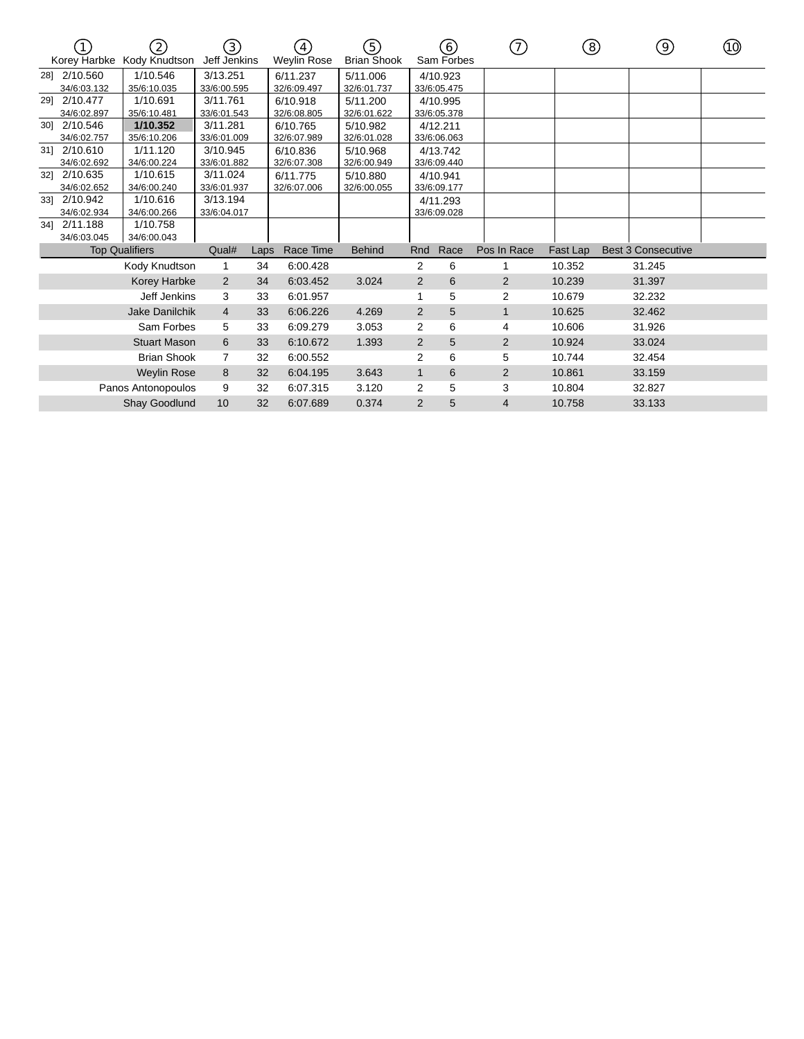| | ① Korey Harbke | ② Kody Knudtson | ③ Jeff Jenkins | ④ Weylin Rose | ⑤ Brian Shook | ⑥ Sam Forbes | ⑦ | ⑧ | ⑨ | ⑩ |
|---|---|---|---|---|---|---|---|---|---|---|
| 28] | 2/10.560 34/6:03.132 | 1/10.546 35/6:10.035 | 3/13.251 33/6:00.595 | 6/11.237 32/6:09.497 | 5/11.006 32/6:01.737 | 4/10.923 33/6:05.475 | | | | |
| 29] | 2/10.477 34/6:02.897 | 1/10.691 35/6:10.481 | 3/11.761 33/6:01.543 | 6/10.918 32/6:08.805 | 5/11.200 32/6:01.622 | 4/10.995 33/6:05.378 | | | | |
| 30] | 2/10.546 34/6:02.757 | **1/10.352** 35/6:10.206 | 3/11.281 33/6:01.009 | 6/10.765 32/6:07.989 | 5/10.982 32/6:01.028 | 4/12.211 33/6:06.063 | | | | |
| 31] | 2/10.610 34/6:02.692 | 1/11.120 34/6:00.224 | 3/10.945 33/6:01.882 | 6/10.836 32/6:07.308 | 5/10.968 32/6:00.949 | 4/13.742 33/6:09.440 | | | | |
| 32] | 2/10.635 34/6:02.652 | 1/10.615 34/6:00.240 | 3/11.024 33/6:01.937 | 6/11.775 32/6:07.006 | 5/10.880 32/6:00.055 | 4/10.941 33/6:09.177 | | | | |
| 33] | 2/10.942 34/6:02.934 | 1/10.616 34/6:00.266 | 3/13.194 33/6:04.017 | | | 4/11.293 33/6:09.028 | | | | |
| 34] | 2/11.188 34/6:03.045 | 1/10.758 34/6:00.043 | | | | | | | | |

| Top Qualifiers | Qual# | Laps | Race Time | Behind | Rnd | Race | Pos In Race | Fast Lap | Best 3 Consecutive |
|---|---|---|---|---|---|---|---|---|---|
| Kody Knudtson | 1 | 34 | 6:00.428 | | 2 | 6 | 1 | 10.352 | 31.245 |
| Korey Harbke | 2 | 34 | 6:03.452 | 3.024 | 2 | 6 | 2 | 10.239 | 31.397 |
| Jeff Jenkins | 3 | 33 | 6:01.957 | | 1 | 5 | 2 | 10.679 | 32.232 |
| Jake Danilchik | 4 | 33 | 6:06.226 | 4.269 | 2 | 5 | 1 | 10.625 | 32.462 |
| Sam Forbes | 5 | 33 | 6:09.279 | 3.053 | 2 | 6 | 4 | 10.606 | 31.926 |
| Stuart Mason | 6 | 33 | 6:10.672 | 1.393 | 2 | 5 | 2 | 10.924 | 33.024 |
| Brian Shook | 7 | 32 | 6:00.552 | | 2 | 6 | 5 | 10.744 | 32.454 |
| Weylin Rose | 8 | 32 | 6:04.195 | 3.643 | 1 | 6 | 2 | 10.861 | 33.159 |
| Panos Antonopoulos | 9 | 32 | 6:07.315 | 3.120 | 2 | 5 | 3 | 10.804 | 32.827 |
| Shay Goodlund | 10 | 32 | 6:07.689 | 0.374 | 2 | 5 | 4 | 10.758 | 33.133 |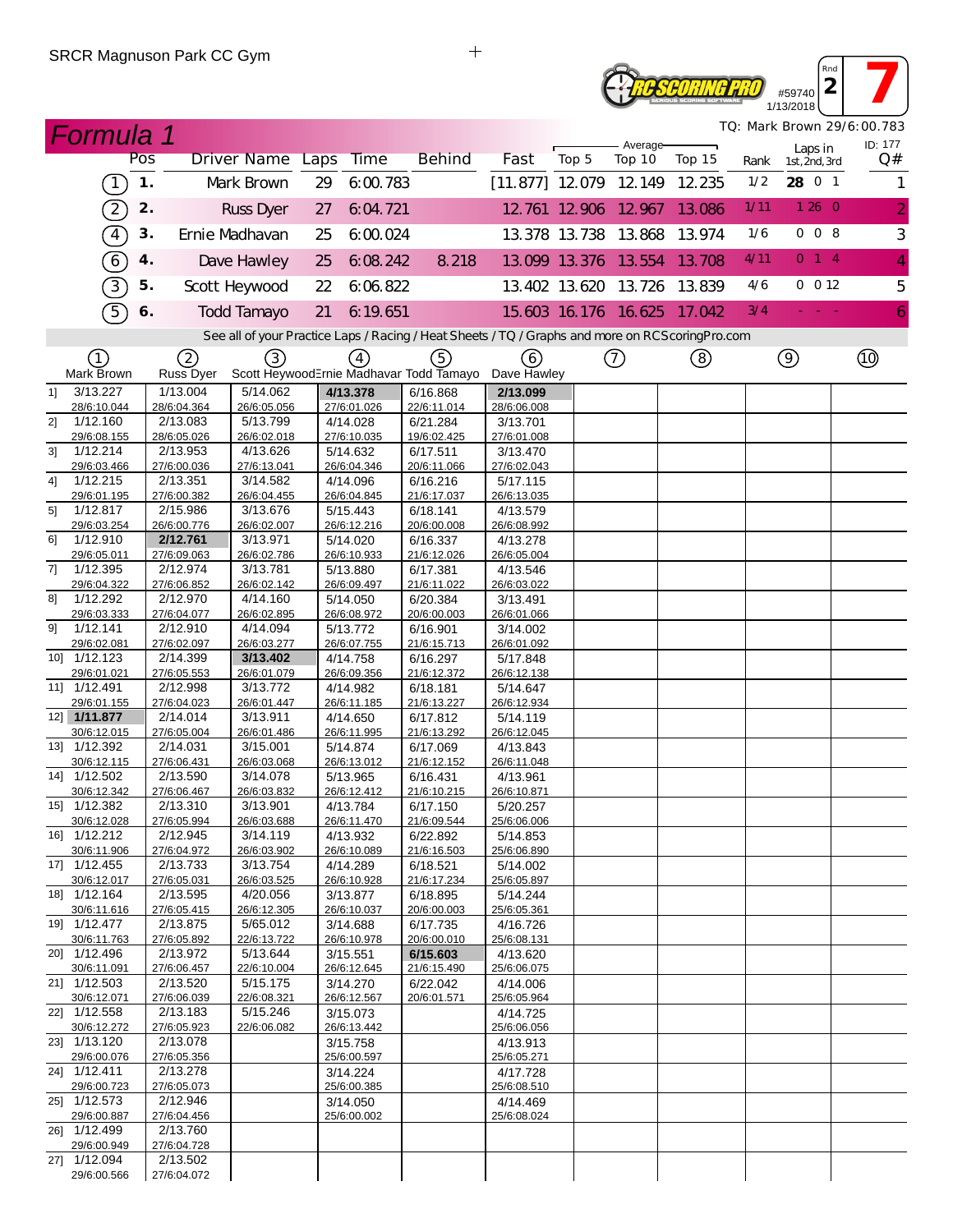SRCR Magnuson Park CC Gym

#59740 1/13/2018 Rnd 2 — 7

TQ: Mark Brown 29/6:00.783

## Formula 1

ID: 177

| | Pos | Driver Name | Laps | Time | Behind | Fast | Average Top 5 | Average Top 10 | Average Top 15 | Rank | Laps in 1st, 2nd, 3rd | Q# |
|---|---|---|---|---|---|---|---|---|---|---|---|---|
| (1) | 1. | Mark Brown | 29 | 6:00.783 | | [11.877] | 12.079 | 12.149 | 12.235 | 1/2 | **28** 0 1 | 1 |
| (2) | 2. | Russ Dyer | 27 | 6:04.721 | | 12.761 | 12.906 | 12.967 | 13.086 | 1/11 | 1 26 0 | 2 |
| (4) | 3. | Ernie Madhavan | 25 | 6:00.024 | | 13.378 | 13.738 | 13.868 | 13.974 | 1/6 | 0 0 8 | 3 |
| (6) | 4. | Dave Hawley | 25 | 6:08.242 | 8.218 | 13.099 | 13.376 | 13.554 | 13.708 | 4/11 | 0 1 4 | 4 |
| (3) | 5. | Scott Heywood | 22 | 6:06.822 | | 13.402 | 13.620 | 13.726 | 13.839 | 4/6 | 0 0 12 | 5 |
| (5) | 6. | Todd Tamayo | 21 | 6:19.651 | | 15.603 | 16.176 | 16.625 | 17.042 | 3/4 | - - - | 6 |

See all of your Practice Laps / Racing / Heat Sheets / TQ / Graphs and more on RCScoringPro.com

| Lap | (1) Mark Brown | (2) Russ Dyer | (3) Scott Heywood | (4) Ernie Madhavan | (5) Todd Tamayo | (6) Dave Hawley | (7) | (8) | (9) | (10) |
|---|---|---|---|---|---|---|---|---|---|---|
| 1] | 3/13.227 28/6:10.044 | 1/13.004 28/6:04.364 | 5/14.062 26/6:05.056 | **4/13.378** 27/6:01.026 | 6/16.868 22/6:11.014 | **2/13.099** 28/6:06.008 | | | | |
| 2] | 1/12.160 29/6:08.155 | 2/13.083 28/6:05.026 | 5/13.799 26/6:02.018 | 4/14.028 27/6:10.035 | 6/21.284 19/6:02.425 | 3/13.701 27/6:01.008 | | | | |
| 3] | 1/12.214 29/6:03.466 | 2/13.953 27/6:00.036 | 4/13.626 27/6:13.041 | 5/14.632 26/6:04.346 | 6/17.511 20/6:11.066 | 3/13.470 27/6:02.043 | | | | |
| 4] | 1/12.215 29/6:01.195 | 2/13.351 27/6:00.382 | 3/14.582 26/6:04.455 | 4/14.096 26/6:04.845 | 6/16.216 21/6:17.037 | 5/17.115 26/6:13.035 | | | | |
| 5] | 1/12.817 29/6:03.254 | 2/15.986 26/6:00.776 | 3/13.676 26/6:02.007 | 5/15.443 26/6:12.216 | 6/18.141 20/6:00.008 | 4/13.579 26/6:08.992 | | | | |
| 6] | 1/12.910 29/6:05.011 | **2/12.761** 27/6:09.063 | 3/13.971 26/6:02.786 | 5/14.020 26/6:10.933 | 6/16.337 21/6:12.026 | 4/13.278 26/6:05.004 | | | | |
| 7] | 1/12.395 29/6:04.322 | 2/12.974 27/6:06.852 | 3/13.781 26/6:02.142 | 5/13.880 26/6:09.497 | 6/17.381 21/6:11.022 | 4/13.546 26/6:03.022 | | | | |
| 8] | 1/12.292 29/6:03.333 | 2/12.970 27/6:04.077 | 4/14.160 26/6:02.895 | 5/14.050 26/6:08.972 | 6/20.384 20/6:00.003 | 3/13.491 26/6:01.066 | | | | |
| 9] | 1/12.141 29/6:02.081 | 2/12.910 27/6:02.097 | 4/14.094 26/6:03.277 | 5/13.772 26/6:07.755 | 6/16.901 21/6:15.713 | 3/14.002 26/6:01.092 | | | | |
| 10] | 1/12.123 29/6:01.021 | 2/14.399 27/6:05.553 | **3/13.402** 26/6:01.079 | 4/14.758 26/6:09.356 | 6/16.297 21/6:12.372 | 5/17.848 26/6:12.138 | | | | |
| 11] | 1/12.491 29/6:01.155 | 2/12.998 27/6:04.023 | 3/13.772 26/6:01.447 | 4/14.982 26/6:11.185 | 6/18.181 21/6:13.227 | 5/14.647 26/6:12.934 | | | | |
| 12] | **1/11.877** 30/6:12.015 | 2/14.014 27/6:05.004 | 3/13.911 26/6:01.486 | 4/14.650 26/6:11.995 | 6/17.812 21/6:13.292 | 5/14.119 26/6:12.045 | | | | |
| 13] | 1/12.392 30/6:12.115 | 2/14.031 27/6:06.431 | 3/15.001 26/6:03.068 | 5/14.874 26/6:13.012 | 6/17.069 21/6:12.152 | 4/13.843 26/6:11.048 | | | | |
| 14] | 1/12.502 30/6:12.342 | 2/13.590 27/6:06.467 | 3/14.078 26/6:03.832 | 5/13.965 26/6:12.412 | 6/16.431 21/6:10.215 | 4/13.961 26/6:10.871 | | | | |
| 15] | 1/12.382 30/6:12.028 | 2/13.310 27/6:05.994 | 3/13.901 26/6:03.688 | 4/13.784 26/6:11.470 | 6/17.150 21/6:09.544 | 5/20.257 25/6:06.006 | | | | |
| 16] | 1/12.212 30/6:11.906 | 2/12.945 27/6:04.972 | 3/14.119 26/6:03.902 | 4/13.932 26/6:10.089 | 6/22.892 21/6:16.503 | 5/14.853 25/6:06.890 | | | | |
| 17] | 1/12.455 30/6:12.017 | 2/13.733 27/6:05.031 | 3/13.754 26/6:03.525 | 4/14.289 26/6:10.928 | 6/18.521 21/6:17.234 | 5/14.002 25/6:05.897 | | | | |
| 18] | 1/12.164 30/6:11.616 | 2/13.595 27/6:05.415 | 4/20.056 26/6:12.305 | 3/13.877 26/6:10.037 | 6/18.895 20/6:00.003 | 5/14.244 25/6:05.361 | | | | |
| 19] | 1/12.477 30/6:11.763 | 2/13.875 27/6:05.892 | 5/65.012 22/6:13.722 | 3/14.688 26/6:10.978 | 6/17.735 20/6:00.010 | 4/16.726 25/6:08.131 | | | | |
| 20] | 1/12.496 30/6:11.091 | 2/13.972 27/6:06.457 | 5/13.644 22/6:10.004 | 3/15.551 26/6:12.645 | **6/15.603** 21/6:15.490 | 4/13.620 25/6:06.075 | | | | |
| 21] | 1/12.503 30/6:12.071 | 2/13.520 27/6:06.039 | 5/15.175 22/6:08.321 | 3/14.270 26/6:12.567 | 6/22.042 20/6:01.571 | 4/14.006 25/6:05.964 | | | | |
| 22] | 1/12.558 30/6:12.272 | 2/13.183 27/6:05.923 | 5/15.246 22/6:06.082 | 3/15.073 26/6:13.442 | | 4/14.725 25/6:06.056 | | | | |
| 23] | 1/13.120 29/6:00.076 | 2/13.078 27/6:05.356 | | 3/15.758 25/6:00.597 | | 4/13.913 25/6:05.271 | | | | |
| 24] | 1/12.411 29/6:00.723 | 2/13.278 27/6:05.073 | | 3/14.224 25/6:00.385 | | 4/17.728 25/6:08.510 | | | | |
| 25] | 1/12.573 29/6:00.887 | 2/12.946 27/6:04.456 | | 3/14.050 25/6:00.002 | | 4/14.469 25/6:08.024 | | | | |
| 26] | 1/12.499 29/6:00.949 | 2/13.760 27/6:04.728 | | | | | | | | |
| 27] | 1/12.094 29/6:00.566 | 2/13.502 27/6:04.072 | | | | | | | | |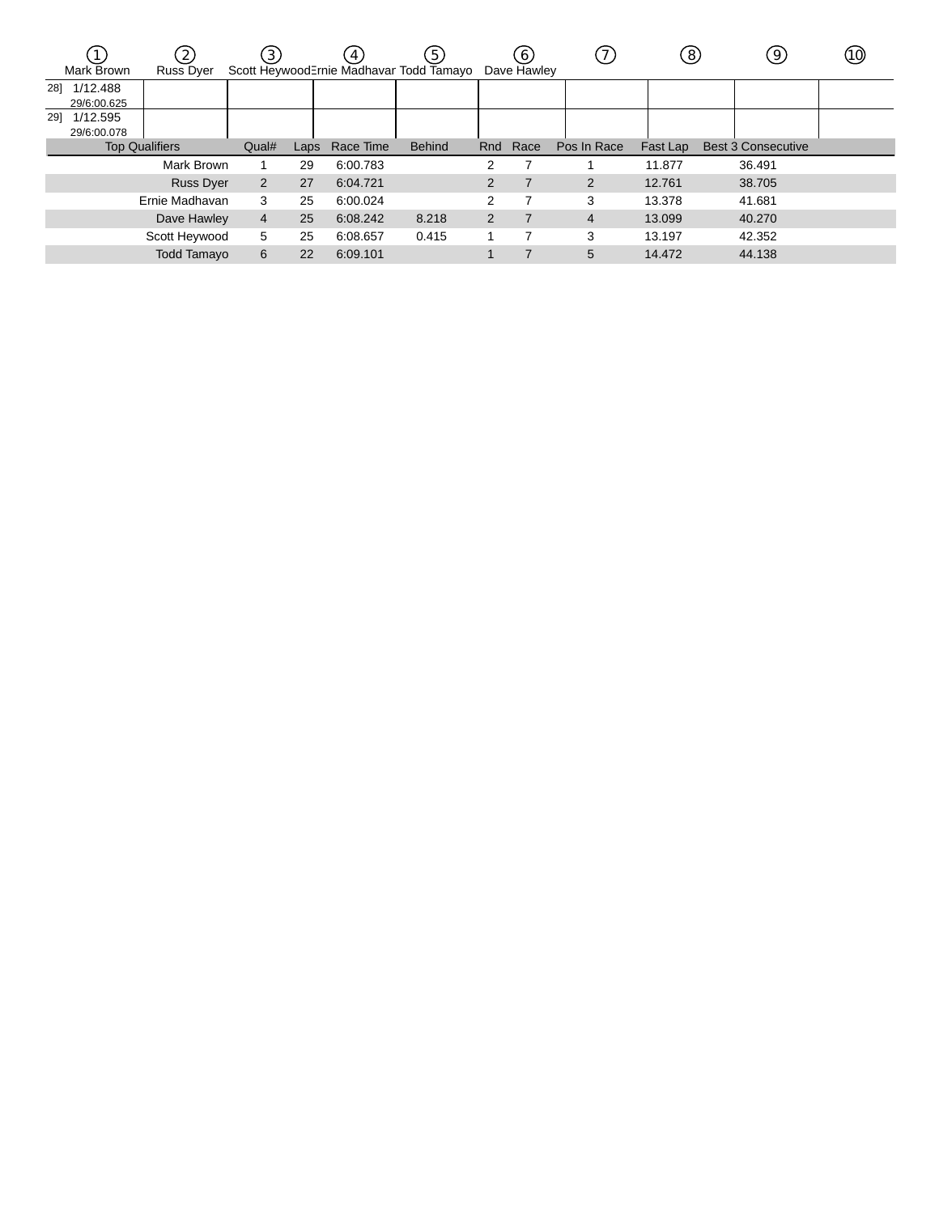| ① Mark Brown | ② Russ Dyer | ③ Scott Heywood | ④ Ernie Madhavan | ⑤ Todd Tamayo | ⑥ Dave Hawley | ⑦ | ⑧ | ⑨ | ⑩ |
|---|---|---|---|---|---|---|---|---|---|
| 28] 1/12.488 29/6:00.625 | | | | | | | | | |
| 29] 1/12.595 29/6:00.078 | | | | | | | | | |

| Top Qualifiers | Qual# | Laps | Race Time | Behind | Rnd | Race | Pos In Race | Fast Lap | Best 3 Consecutive |
|---|---|---|---|---|---|---|---|---|---|
| Mark Brown | 1 | 29 | 6:00.783 | | 2 | 7 | 1 | 11.877 | 36.491 |
| Russ Dyer | 2 | 27 | 6:04.721 | | 2 | 7 | 2 | 12.761 | 38.705 |
| Ernie Madhavan | 3 | 25 | 6:00.024 | | 2 | 7 | 3 | 13.378 | 41.681 |
| Dave Hawley | 4 | 25 | 6:08.242 | 8.218 | 2 | 7 | 4 | 13.099 | 40.270 |
| Scott Heywood | 5 | 25 | 6:08.657 | 0.415 | 1 | 7 | 3 | 13.197 | 42.352 |
| Todd Tamayo | 6 | 22 | 6:09.101 | | 1 | 7 | 5 | 14.472 | 44.138 |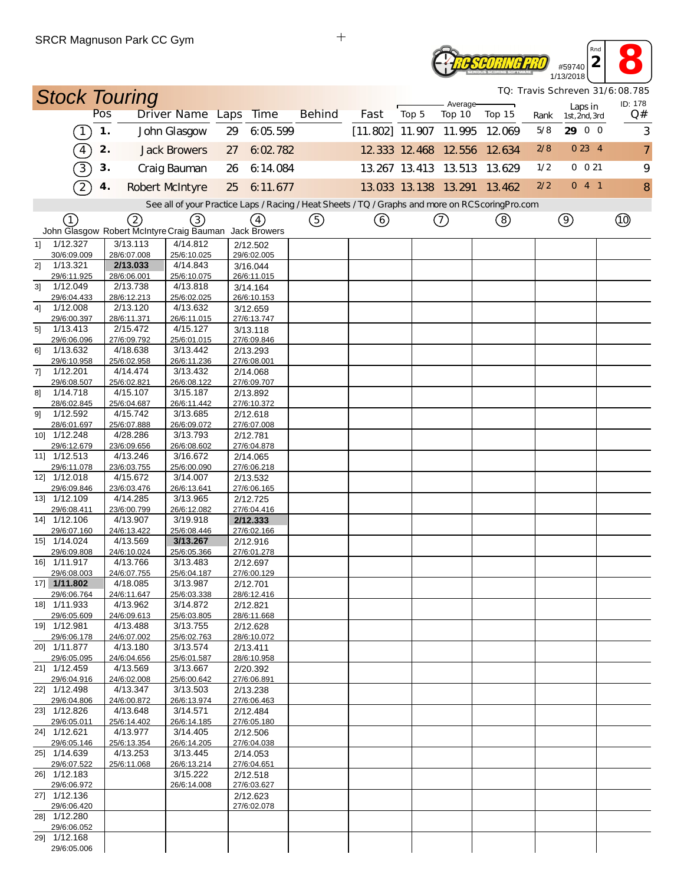SRCR Magnuson Park CC Gym

#59740 1/13/2018 Rnd 2 **8**

## Stock Touring

TQ: Travis Schreven 31/6:08.785

ID: 178

| | Pos | Driver Name | Laps | Time | Behind | Fast | Top 5 | Average Top 10 | Top 15 | Rank | Laps in 1st, 2nd, 3rd | Q# |
|---|---|---|---|---|---|---|---|---|---|---|---|---|
| (1) | 1. | John Glasgow | 29 | 6:05.599 | | [11.802] | 11.907 | 11.995 | 12.069 | 5/8 | **29** 0 0 | 3 |
| (4) | 2. | Jack Browers | 27 | 6:02.782 | | 12.333 | 12.468 | 12.556 | 12.634 | 2/8 | 0 23 4 | 7 |
| (3) | 3. | Craig Bauman | 26 | 6:14.084 | | 13.267 | 13.413 | 13.513 | 13.629 | 1/2 | 0 0 21 | 9 |
| (2) | 4. | Robert McIntyre | 25 | 6:11.677 | | 13.033 | 13.138 | 13.291 | 13.462 | 2/2 | 0 4 1 | 8 |

See all of your Practice Laps / Racing / Heat Sheets / TQ / Graphs and more on RCScoringPro.com

| | (1) John Glasgow | (2) Robert McIntyre | (3) Craig Bauman | (4) Jack Browers | (5) | (6) | (7) | (8) | (9) | (10) |
|---|---|---|---|---|---|---|---|---|---|---|
| 1] | 1/12.327 30/6:09.009 | 3/13.113 28/6:07.008 | 4/14.812 25/6:10.025 | 2/12.502 29/6:02.005 | | | | | | |
| 2] | 1/13.321 29/6:11.925 | **2/13.033** 28/6:06.001 | 4/14.843 25/6:10.075 | 3/16.044 26/6:11.015 | | | | | | |
| 3] | 1/12.049 29/6:04.433 | 2/13.738 28/6:12.213 | 4/13.818 25/6:02.025 | 3/14.164 26/6:10.153 | | | | | | |
| 4] | 1/12.008 29/6:00.397 | 2/13.120 28/6:11.371 | 4/13.632 26/6:11.015 | 3/12.659 27/6:13.747 | | | | | | |
| 5] | 1/13.413 29/6:06.096 | 2/15.472 27/6:09.792 | 4/15.127 25/6:01.015 | 3/13.118 27/6:09.846 | | | | | | |
| 6] | 1/13.632 29/6:10.958 | 4/18.638 25/6:02.958 | 3/13.442 26/6:11.236 | 2/13.293 27/6:08.001 | | | | | | |
| 7] | 1/12.201 29/6:08.507 | 4/14.474 25/6:02.821 | 3/13.432 26/6:08.122 | 2/14.068 27/6:09.707 | | | | | | |
| 8] | 1/14.718 28/6:02.845 | 4/15.107 25/6:04.687 | 3/15.187 26/6:11.442 | 2/13.892 27/6:10.372 | | | | | | |
| 9] | 1/12.592 28/6:01.697 | 4/15.742 25/6:07.888 | 3/13.685 26/6:09.072 | 2/12.618 27/6:07.008 | | | | | | |
| 10] | 1/12.248 29/6:12.679 | 4/28.286 23/6:09.656 | 3/13.793 26/6:08.602 | 2/12.781 27/6:04.878 | | | | | | |
| 11] | 1/12.513 29/6:11.078 | 4/13.246 23/6:03.755 | 3/16.672 25/6:00.090 | 2/14.065 27/6:06.218 | | | | | | |
| 12] | 1/12.018 29/6:09.846 | 4/15.672 23/6:03.476 | 3/14.007 26/6:13.641 | 2/13.532 27/6:06.165 | | | | | | |
| 13] | 1/12.109 29/6:08.411 | 4/14.285 23/6:00.799 | 3/13.965 26/6:12.082 | 2/12.725 27/6:04.416 | | | | | | |
| 14] | 1/12.106 29/6:07.160 | 4/13.907 24/6:13.422 | 3/19.918 25/6:08.446 | **2/12.333** 27/6:02.166 | | | | | | |
| 15] | 1/14.024 29/6:09.808 | 4/13.569 24/6:10.024 | **3/13.267** 25/6:05.366 | 2/12.916 27/6:01.278 | | | | | | |
| 16] | 1/11.917 29/6:08.003 | 4/13.766 24/6:07.755 | 3/13.483 25/6:04.187 | 2/12.697 27/6:00.129 | | | | | | |
| 17] | **1/11.802** 29/6:06.764 | 4/18.085 24/6:11.647 | 3/13.987 25/6:03.338 | 2/12.701 28/6:12.416 | | | | | | |
| 18] | 1/11.933 29/6:05.609 | 4/13.962 24/6:09.613 | 3/14.872 25/6:03.805 | 2/12.821 28/6:11.668 | | | | | | |
| 19] | 1/12.981 29/6:06.178 | 4/13.488 24/6:07.002 | 3/13.755 25/6:02.763 | 2/12.628 28/6:10.072 | | | | | | |
| 20] | 1/11.877 29/6:05.095 | 4/13.180 24/6:04.656 | 3/13.574 25/6:01.587 | 2/13.411 28/6:10.958 | | | | | | |
| 21] | 1/12.459 29/6:04.916 | 4/13.569 24/6:02.008 | 3/13.667 25/6:00.642 | 2/20.392 27/6:06.891 | | | | | | |
| 22] | 1/12.498 29/6:04.806 | 4/13.347 24/6:00.872 | 3/13.503 26/6:13.974 | 2/13.238 27/6:06.463 | | | | | | |
| 23] | 1/12.826 29/6:05.011 | 4/13.648 25/6:14.402 | 3/14.571 26/6:14.185 | 2/12.484 27/6:05.180 | | | | | | |
| 24] | 1/12.621 29/6:05.146 | 4/13.977 25/6:13.354 | 3/14.405 26/6:14.205 | 2/12.506 27/6:04.038 | | | | | | |
| 25] | 1/14.639 29/6:07.522 | 4/13.253 25/6:11.068 | 3/13.445 26/6:13.214 | 2/14.053 27/6:04.651 | | | | | | |
| 26] | 1/12.183 29/6:06.972 | | 3/15.222 26/6:14.008 | 2/12.518 27/6:03.627 | | | | | | |
| 27] | 1/12.136 29/6:06.420 | | | 2/12.623 27/6:02.078 | | | | | | |
| 28] | 1/12.280 29/6:06.052 | | | | | | | | | |
| 29] | 1/12.168 29/6:05.006 | | | | | | | | | |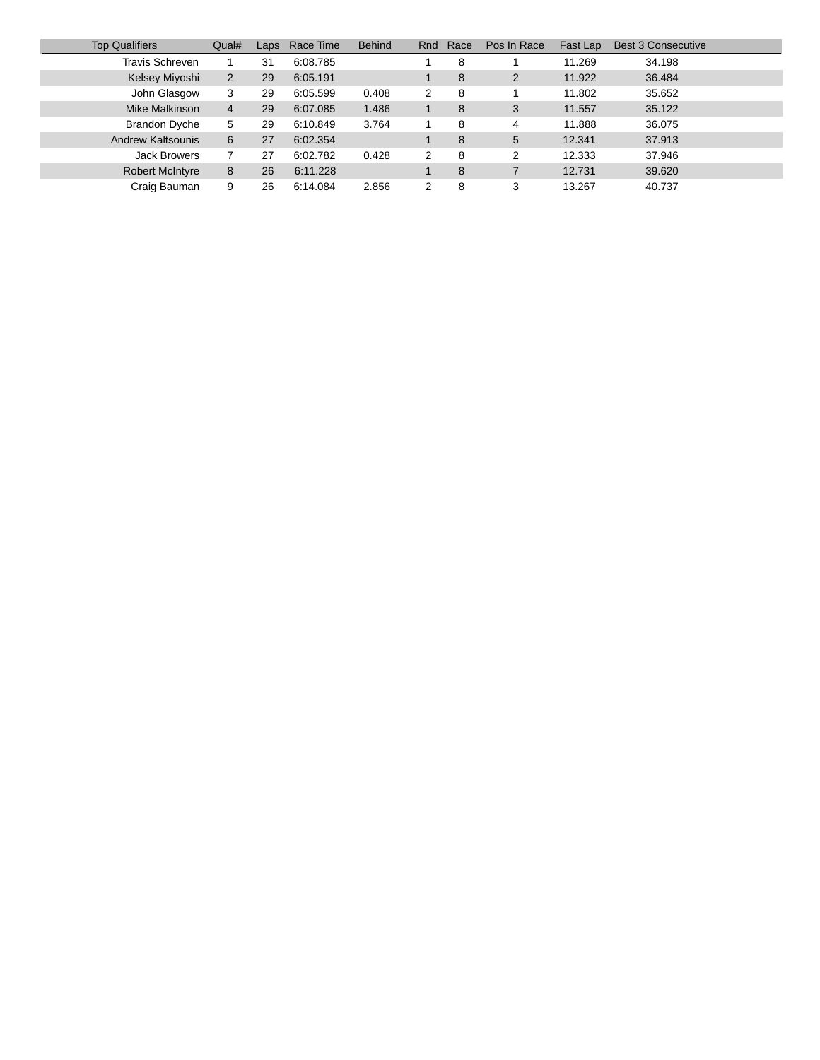| Top Qualifiers | Qual# | Laps | Race Time | Behind | Rnd | Race | Pos In Race | Fast Lap | Best 3 Consecutive |
|---|---|---|---|---|---|---|---|---|---|
| Travis Schreven | 1 | 31 | 6:08.785 | | 1 | 8 | 1 | 11.269 | 34.198 |
| Kelsey Miyoshi | 2 | 29 | 6:05.191 | | 1 | 8 | 2 | 11.922 | 36.484 |
| John Glasgow | 3 | 29 | 6:05.599 | 0.408 | 2 | 8 | 1 | 11.802 | 35.652 |
| Mike Malkinson | 4 | 29 | 6:07.085 | 1.486 | 1 | 8 | 3 | 11.557 | 35.122 |
| Brandon Dyche | 5 | 29 | 6:10.849 | 3.764 | 1 | 8 | 4 | 11.888 | 36.075 |
| Andrew Kaltsounis | 6 | 27 | 6:02.354 | | 1 | 8 | 5 | 12.341 | 37.913 |
| Jack Browers | 7 | 27 | 6:02.782 | 0.428 | 2 | 8 | 2 | 12.333 | 37.946 |
| Robert McIntyre | 8 | 26 | 6:11.228 | | 1 | 8 | 7 | 12.731 | 39.620 |
| Craig Bauman | 9 | 26 | 6:14.084 | 2.856 | 2 | 8 | 3 | 13.267 | 40.737 |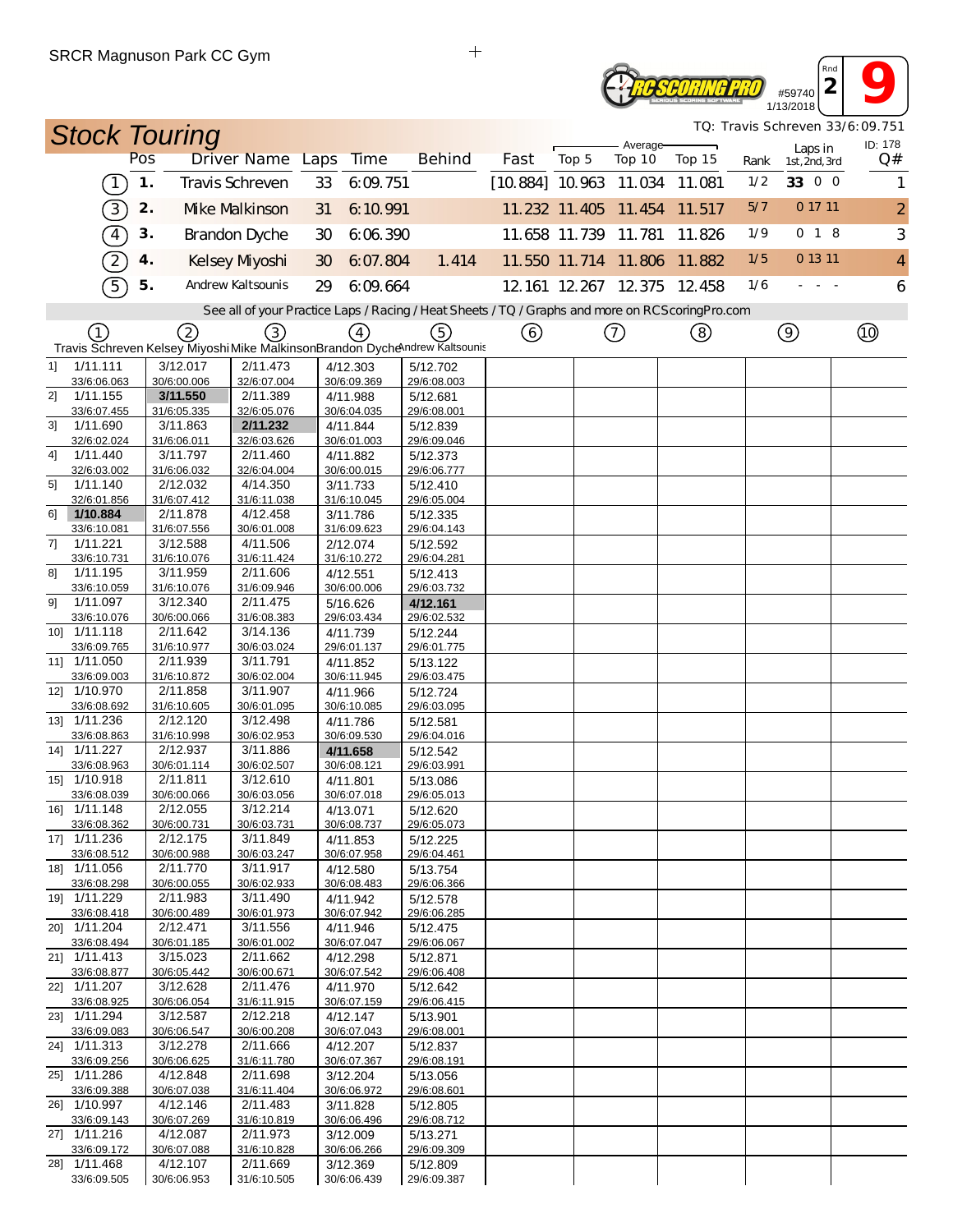SRCR Magnuson Park CC Gym

#59740 1/13/2018 Rnd 2 9

## Stock Touring

TQ: Travis Schreven 33/6:09.751

ID: 178

| | Pos | Driver Name | Laps | Time | Behind | Fast | Average Top 5 | Average Top 10 | Average Top 15 | Rank | Laps in 1st, 2nd, 3rd | Q# |
|---|---|---|---|---|---|---|---|---|---|---|---|---|
| (1) | 1. | Travis Schreven | 33 | 6:09.751 | | [10.884] | 10.963 | 11.034 | 11.081 | 1/2 | 33 0 0 | 1 |
| (3) | 2. | Mike Malkinson | 31 | 6:10.991 | | 11.232 | 11.405 | 11.454 | 11.517 | 5/7 | 0 17 11 | 2 |
| (4) | 3. | Brandon Dyche | 30 | 6:06.390 | | 11.658 | 11.739 | 11.781 | 11.826 | 1/9 | 0 1 8 | 3 |
| (2) | 4. | Kelsey Miyoshi | 30 | 6:07.804 | 1.414 | 11.550 | 11.714 | 11.806 | 11.882 | 1/5 | 0 13 11 | 4 |
| (5) | 5. | Andrew Kaltsounis | 29 | 6:09.664 | | 12.161 | 12.267 | 12.375 | 12.458 | 1/6 | - - - | 6 |

See all of your Practice Laps / Racing / Heat Sheets / TQ / Graphs and more on RCScoringPro.com

| Lap | (1) Travis Schreven | (2) Kelsey Miyoshi | (3) Mike Malkinson | (4) Brandon Dyche | (5) Andrew Kaltsounis | (6) | (7) | (8) | (9) | (10) |
|---|---|---|---|---|---|---|---|---|---|---|
| 1] | 1/11.111 33/6:06.063 | 3/12.017 30/6:00.006 | 2/11.473 32/6:07.004 | 4/12.303 30/6:09.369 | 5/12.702 29/6:08.003 | | | | | |
| 2] | 1/11.155 33/6:07.455 | **3/11.550** 31/6:05.335 | 2/11.389 32/6:05.076 | 4/11.988 30/6:04.035 | 5/12.681 29/6:08.001 | | | | | |
| 3] | 1/11.690 32/6:02.024 | 3/11.863 31/6:06.011 | **2/11.232** 32/6:03.626 | 4/11.844 30/6:01.003 | 5/12.839 29/6:09.046 | | | | | |
| 4] | 1/11.440 32/6:03.002 | 3/11.797 31/6:06.032 | 2/11.460 32/6:04.004 | 4/11.882 30/6:00.015 | 5/12.373 29/6:06.777 | | | | | |
| 5] | 1/11.140 32/6:01.856 | 2/12.032 31/6:07.412 | 4/14.350 31/6:11.038 | 3/11.733 31/6:10.045 | 5/12.410 29/6:05.004 | | | | | |
| 6] | **1/10.884** 33/6:10.081 | 2/11.878 31/6:07.556 | 4/12.458 30/6:01.008 | 3/11.786 31/6:09.623 | 5/12.335 29/6:04.143 | | | | | |
| 7] | 1/11.221 33/6:10.731 | 3/12.588 31/6:10.076 | 4/11.506 31/6:11.424 | 2/12.074 31/6:10.272 | 5/12.592 29/6:04.281 | | | | | |
| 8] | 1/11.195 33/6:10.059 | 3/11.959 31/6:10.076 | 2/11.606 31/6:09.946 | 4/12.551 30/6:00.006 | 5/12.413 29/6:03.732 | | | | | |
| 9] | 1/11.097 33/6:10.076 | 3/12.340 30/6:00.066 | 2/11.475 31/6:08.383 | 5/16.626 29/6:03.434 | **4/12.161** 29/6:02.532 | | | | | |
| 10] | 1/11.118 33/6:09.765 | 2/11.642 31/6:10.977 | 3/14.136 30/6:03.024 | 4/11.739 29/6:01.137 | 5/12.244 29/6:01.775 | | | | | |
| 11] | 1/11.050 33/6:09.003 | 2/11.939 31/6:10.872 | 3/11.791 30/6:02.004 | 4/11.852 30/6:11.945 | 5/13.122 29/6:03.475 | | | | | |
| 12] | 1/10.970 33/6:08.692 | 2/11.858 31/6:10.605 | 3/11.907 30/6:01.095 | 4/11.966 30/6:10.085 | 5/12.724 29/6:03.095 | | | | | |
| 13] | 1/11.236 33/6:08.863 | 2/12.120 31/6:10.998 | 3/12.498 30/6:02.953 | 4/11.786 30/6:09.530 | 5/12.581 29/6:04.016 | | | | | |
| 14] | 1/11.227 33/6:08.963 | 2/12.937 30/6:01.114 | 3/11.886 30/6:02.507 | **4/11.658** 30/6:08.121 | 5/12.542 29/6:03.991 | | | | | |
| 15] | 1/10.918 33/6:08.039 | 2/11.811 30/6:00.066 | 3/12.610 30/6:03.056 | 4/11.801 30/6:07.018 | 5/13.086 29/6:05.013 | | | | | |
| 16] | 1/11.148 33/6:08.362 | 2/12.055 30/6:00.731 | 3/12.214 30/6:03.731 | 4/13.071 30/6:08.737 | 5/12.620 29/6:05.073 | | | | | |
| 17] | 1/11.236 33/6:08.512 | 2/12.175 30/6:00.988 | 3/11.849 30/6:03.247 | 4/11.853 30/6:07.958 | 5/12.225 29/6:04.461 | | | | | |
| 18] | 1/11.056 33/6:08.298 | 2/11.770 30/6:00.055 | 3/11.917 30/6:02.933 | 4/12.580 30/6:08.483 | 5/13.754 29/6:06.366 | | | | | |
| 19] | 1/11.229 33/6:08.418 | 2/11.983 30/6:00.489 | 3/11.490 30/6:01.973 | 4/11.942 30/6:07.942 | 5/12.578 29/6:06.285 | | | | | |
| 20] | 1/11.204 33/6:08.494 | 2/12.471 30/6:01.185 | 3/11.556 30/6:01.002 | 4/11.946 30/6:07.047 | 5/12.475 29/6:06.067 | | | | | |
| 21] | 1/11.413 33/6:08.877 | 3/15.023 30/6:05.442 | 2/11.662 30/6:00.671 | 4/12.298 30/6:07.542 | 5/12.871 29/6:06.408 | | | | | |
| 22] | 1/11.207 33/6:08.925 | 3/12.628 30/6:06.054 | 2/11.476 31/6:11.915 | 4/11.970 30/6:07.159 | 5/12.642 29/6:06.415 | | | | | |
| 23] | 1/11.294 33/6:09.083 | 3/12.587 30/6:06.547 | 2/12.218 30/6:00.208 | 4/12.147 30/6:07.043 | 5/13.901 29/6:08.001 | | | | | |
| 24] | 1/11.313 33/6:09.256 | 3/12.278 30/6:06.625 | 2/11.666 31/6:11.780 | 4/12.207 30/6:07.367 | 5/12.837 29/6:08.191 | | | | | |
| 25] | 1/11.286 33/6:09.388 | 4/12.848 30/6:07.038 | 2/11.698 31/6:11.404 | 3/12.204 30/6:06.972 | 5/13.056 29/6:08.601 | | | | | |
| 26] | 1/10.997 33/6:09.143 | 4/12.146 30/6:07.269 | 2/11.483 31/6:10.819 | 3/11.828 30/6:06.496 | 5/12.805 29/6:08.712 | | | | | |
| 27] | 1/11.216 33/6:09.172 | 4/12.087 30/6:07.088 | 2/11.973 31/6:10.828 | 3/12.009 30/6:06.266 | 5/13.271 29/6:09.309 | | | | | |
| 28] | 1/11.468 33/6:09.505 | 4/12.107 30/6:06.953 | 2/11.669 31/6:10.505 | 3/12.369 30/6:06.439 | 5/12.809 29/6:09.387 | | | | | |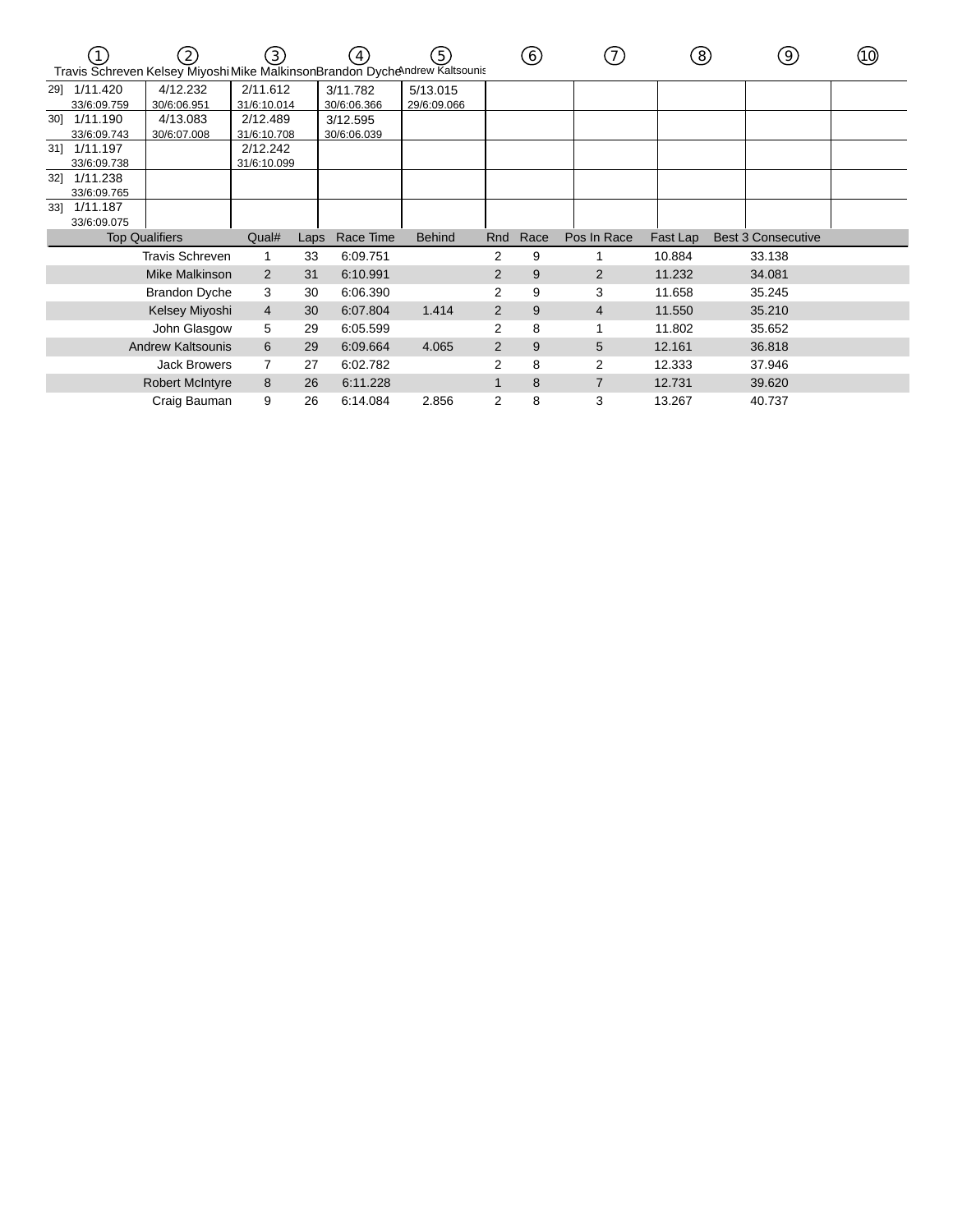| ① Travis Schreven | ② Kelsey Miyoshi | ③ Mike Malkinson | ④ Brandon Dyche | ⑤ Andrew Kaltsounis | ⑥ | ⑦ | ⑧ | ⑨ | ⑩ |
|---|---|---|---|---|---|---|---|---|---|
| 29] 1/11.420 33/6:09.759 | 4/12.232 30/6:06.951 | 2/11.612 31/6:10.014 | 3/11.782 30/6:06.366 | 5/13.015 29/6:09.066 | | | | | |
| 30] 1/11.190 33/6:09.743 | 4/13.083 30/6:07.008 | 2/12.489 31/6:10.708 | 3/12.595 30/6:06.039 | | | | | | |
| 31] 1/11.197 33/6:09.738 | | 2/12.242 31/6:10.099 | | | | | | | |
| 32] 1/11.238 33/6:09.765 | | | | | | | | | |
| 33] 1/11.187 33/6:09.075 | | | | | | | | | |

| Top Qualifiers | Qual# | Laps | Race Time | Behind | Rnd | Race | Pos In Race | Fast Lap | Best 3 Consecutive |
|---|---|---|---|---|---|---|---|---|---|
| Travis Schreven | 1 | 33 | 6:09.751 | | 2 | 9 | 1 | 10.884 | 33.138 |
| Mike Malkinson | 2 | 31 | 6:10.991 | | 2 | 9 | 2 | 11.232 | 34.081 |
| Brandon Dyche | 3 | 30 | 6:06.390 | | 2 | 9 | 3 | 11.658 | 35.245 |
| Kelsey Miyoshi | 4 | 30 | 6:07.804 | 1.414 | 2 | 9 | 4 | 11.550 | 35.210 |
| John Glasgow | 5 | 29 | 6:05.599 | | 2 | 8 | 1 | 11.802 | 35.652 |
| Andrew Kaltsounis | 6 | 29 | 6:09.664 | 4.065 | 2 | 9 | 5 | 12.161 | 36.818 |
| Jack Browers | 7 | 27 | 6:02.782 | | 2 | 8 | 2 | 12.333 | 37.946 |
| Robert McIntyre | 8 | 26 | 6:11.228 | | 1 | 8 | 7 | 12.731 | 39.620 |
| Craig Bauman | 9 | 26 | 6:14.084 | 2.856 | 2 | 8 | 3 | 13.267 | 40.737 |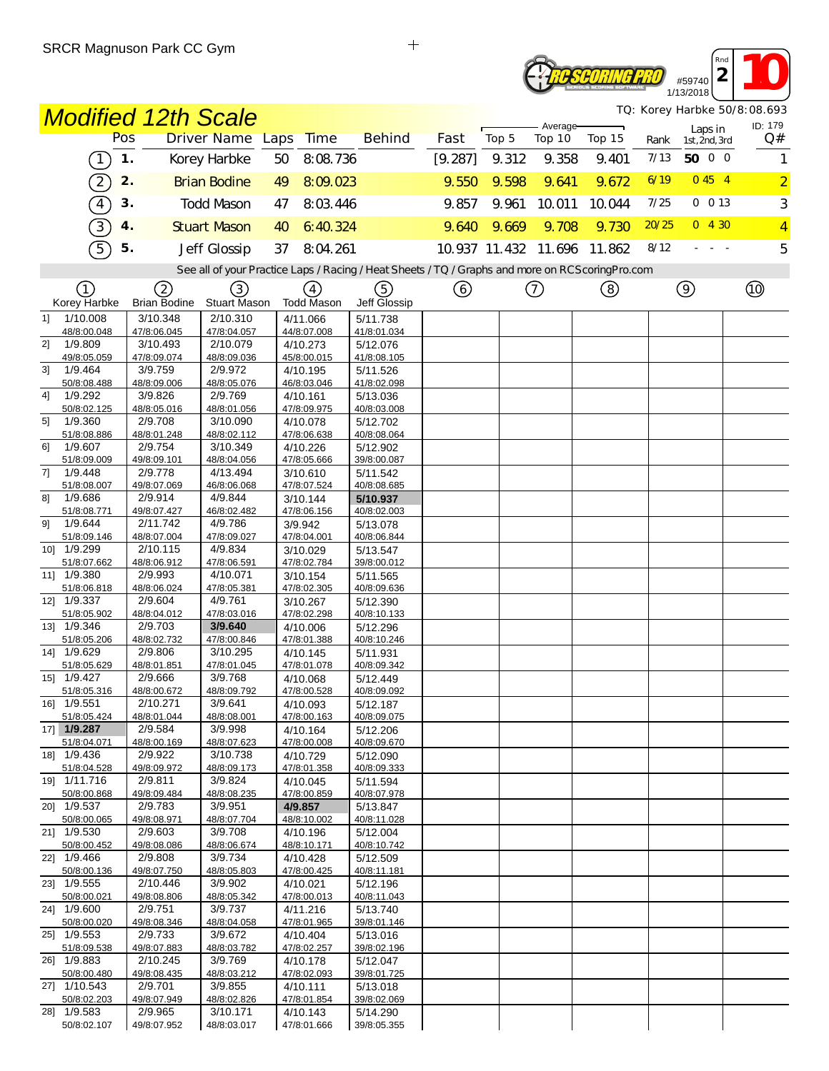SRCR Magnuson Park CC Gym

#59740 1/13/2018 Rnd 2 10

# Modified 12th Scale

TQ: Korey Harbke 50/8:08.693

ID: 179

| | Pos | Driver Name | Laps | Time | Behind | Fast | Average Top 5 | Average Top 10 | Average Top 15 | Rank | Laps in 1st, 2nd, 3rd | Q# |
|---|---|---|---|---|---|---|---|---|---|---|---|---|
| 1 | 1. | Korey Harbke | 50 | 8:08.736 | | [9.287] | 9.312 | 9.358 | 9.401 | 7/13 | 50 0 0 | 1 |
| 2 | 2. | Brian Bodine | 49 | 8:09.023 | | 9.550 | 9.598 | 9.641 | 9.672 | 6/19 | 0 45 4 | 2 |
| 4 | 3. | Todd Mason | 47 | 8:03.446 | | 9.857 | 9.961 | 10.011 | 10.044 | 7/25 | 0 0 13 | 3 |
| 3 | 4. | Stuart Mason | 40 | 6:40.324 | | 9.640 | 9.669 | 9.708 | 9.730 | 20/25 | 0 4 30 | 4 |
| 5 | 5. | Jeff Glossip | 37 | 8:04.261 | | 10.937 | 11.432 | 11.696 | 11.862 | 8/12 | - - - | 5 |

See all of your Practice Laps / Racing / Heat Sheets / TQ / Graphs and more on RCScoringPro.com

| Lap | 1 Korey Harbke | 2 Brian Bodine | 3 Stuart Mason | 4 Todd Mason | 5 Jeff Glossip | 6 | 7 | 8 | 9 | 10 |
|---|---|---|---|---|---|---|---|---|---|---|
| 1] | 1/10.008 48/8:00.048 | 3/10.348 47/8:06.045 | 2/10.310 47/8:04.057 | 4/11.066 44/8:07.008 | 5/11.738 41/8:01.034 | | | | | |
| 2] | 1/9.809 49/8:05.059 | 3/10.493 47/8:09.074 | 2/10.079 48/8:09.036 | 4/10.273 45/8:00.015 | 5/12.076 41/8:08.105 | | | | | |
| 3] | 1/9.464 50/8:08.488 | 3/9.759 48/8:09.006 | 2/9.972 48/8:05.076 | 4/10.195 46/8:03.046 | 5/11.526 41/8:02.098 | | | | | |
| 4] | 1/9.292 50/8:02.125 | 3/9.826 48/8:05.016 | 2/9.769 48/8:01.056 | 4/10.161 47/8:09.975 | 5/13.036 40/8:03.008 | | | | | |
| 5] | 1/9.360 51/8:08.886 | 2/9.708 48/8:01.248 | 3/10.090 48/8:02.112 | 4/10.078 47/8:06.638 | 5/12.702 40/8:08.064 | | | | | |
| 6] | 1/9.607 51/8:09.009 | 2/9.754 49/8:09.101 | 3/10.349 48/8:04.056 | 4/10.226 47/8:05.666 | 5/12.902 39/8:00.087 | | | | | |
| 7] | 1/9.448 51/8:08.007 | 2/9.778 49/8:07.069 | 4/13.494 46/8:06.068 | 3/10.610 47/8:07.524 | 5/11.542 40/8:08.685 | | | | | |
| 8] | 1/9.686 51/8:08.771 | 2/9.914 49/8:07.427 | 4/9.844 46/8:02.482 | 3/10.144 47/8:06.156 | **5/10.937** 40/8:02.003 | | | | | |
| 9] | 1/9.644 51/8:09.146 | 2/11.742 48/8:07.004 | 4/9.786 47/8:09.027 | 3/9.942 47/8:04.001 | 5/13.078 40/8:06.844 | | | | | |
| 10] | 1/9.299 51/8:07.662 | 2/10.115 48/8:06.912 | 4/9.834 47/8:06.591 | 3/10.029 47/8:02.784 | 5/13.547 39/8:00.012 | | | | | |
| 11] | 1/9.380 51/8:06.818 | 2/9.993 48/8:06.024 | 4/10.071 47/8:05.381 | 3/10.154 47/8:02.305 | 5/11.565 40/8:09.636 | | | | | |
| 12] | 1/9.337 51/8:05.902 | 2/9.604 48/8:04.012 | 4/9.761 47/8:03.016 | 3/10.267 47/8:02.298 | 5/12.390 40/8:10.133 | | | | | |
| 13] | 1/9.346 51/8:05.206 | 2/9.703 48/8:02.732 | **3/9.640** 47/8:00.846 | 4/10.006 47/8:01.388 | 5/12.296 40/8:10.246 | | | | | |
| 14] | 1/9.629 51/8:05.629 | 2/9.806 48/8:01.851 | 3/10.295 47/8:01.045 | 4/10.145 47/8:01.078 | 5/11.931 40/8:09.342 | | | | | |
| 15] | 1/9.427 51/8:05.316 | 2/9.666 48/8:00.672 | 3/9.768 48/8:09.792 | 4/10.068 47/8:00.528 | 5/12.449 40/8:09.092 | | | | | |
| 16] | 1/9.551 51/8:05.424 | 2/10.271 48/8:01.044 | 3/9.641 48/8:08.001 | 4/10.093 47/8:00.163 | 5/12.187 40/8:09.075 | | | | | |
| 17] | **1/9.287** 51/8:04.071 | 2/9.584 48/8:00.169 | 3/9.998 48/8:07.623 | 4/10.164 47/8:00.008 | 5/12.206 40/8:09.670 | | | | | |
| 18] | 1/9.436 51/8:04.528 | 2/9.922 49/8:09.972 | 3/10.738 48/8:09.173 | 4/10.729 47/8:01.358 | 5/12.090 40/8:09.333 | | | | | |
| 19] | 1/11.716 50/8:00.868 | 2/9.811 49/8:09.484 | 3/9.824 48/8:08.235 | 4/10.045 47/8:00.859 | 5/11.594 40/8:07.978 | | | | | |
| 20] | 1/9.537 50/8:00.065 | 2/9.783 49/8:08.971 | 3/9.951 48/8:07.704 | **4/9.857** 48/8:10.002 | 5/13.847 40/8:11.028 | | | | | |
| 21] | 1/9.530 50/8:00.452 | 2/9.603 49/8:08.086 | 3/9.708 48/8:06.674 | 4/10.196 48/8:10.171 | 5/12.004 40/8:10.742 | | | | | |
| 22] | 1/9.466 50/8:00.136 | 2/9.808 49/8:07.750 | 3/9.734 48/8:05.803 | 4/10.428 47/8:00.425 | 5/12.509 40/8:11.181 | | | | | |
| 23] | 1/9.555 50/8:00.021 | 2/10.446 49/8:08.806 | 3/9.902 48/8:05.342 | 4/10.021 47/8:00.013 | 5/12.196 40/8:11.043 | | | | | |
| 24] | 1/9.600 50/8:00.020 | 2/9.751 49/8:08.346 | 3/9.737 48/8:04.058 | 4/11.216 47/8:01.965 | 5/13.740 39/8:01.146 | | | | | |
| 25] | 1/9.553 51/8:09.538 | 2/9.733 49/8:07.883 | 3/9.672 48/8:03.782 | 4/10.404 47/8:02.257 | 5/13.016 39/8:02.196 | | | | | |
| 26] | 1/9.883 50/8:00.480 | 2/10.245 49/8:08.435 | 3/9.769 48/8:03.212 | 4/10.178 47/8:02.093 | 5/12.047 39/8:01.725 | | | | | |
| 27] | 1/10.543 50/8:02.203 | 2/9.701 49/8:07.949 | 3/9.855 48/8:02.826 | 4/10.111 47/8:01.854 | 5/13.018 39/8:02.069 | | | | | |
| 28] | 1/9.583 50/8:02.107 | 2/9.965 49/8:07.952 | 3/10.171 48/8:03.017 | 4/10.143 47/8:01.666 | 5/14.290 39/8:05.355 | | | | | |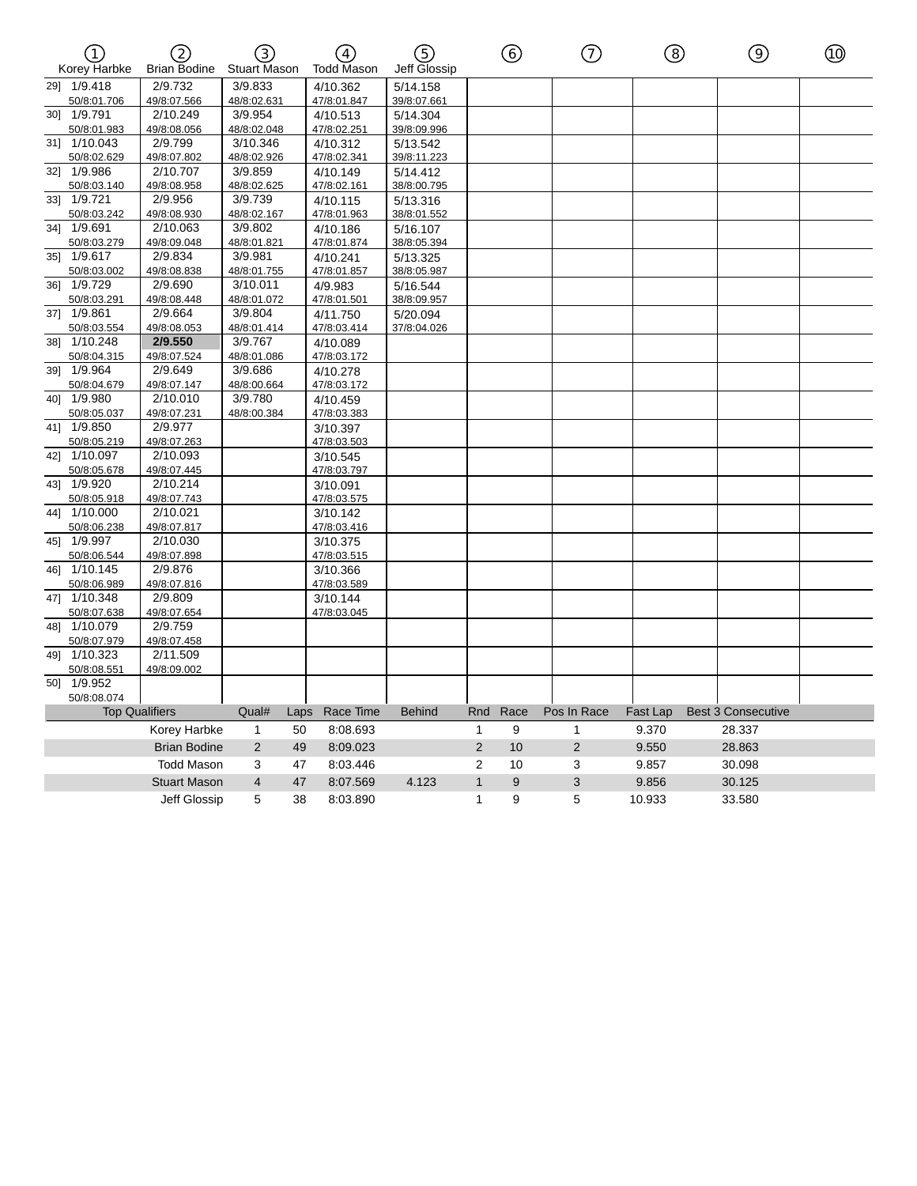| | ① Korey Harbke | ② Brian Bodine | ③ Stuart Mason | ④ Todd Mason | ⑤ Jeff Glossip | ⑥ | ⑦ | ⑧ | ⑨ | ⑩ |
|---|---|---|---|---|---|---|---|---|---|---|
| 29] | 1/9.418 50/8:01.706 | 2/9.732 49/8:07.566 | 3/9.833 48/8:02.631 | 4/10.362 47/8:01.847 | 5/14.158 39/8:07.661 | | | | | |
| 30] | 1/9.791 50/8:01.983 | 2/10.249 49/8:08.056 | 3/9.954 48/8:02.048 | 4/10.513 47/8:02.251 | 5/14.304 39/8:09.996 | | | | | |
| 31] | 1/10.043 50/8:02.629 | 2/9.799 49/8:07.802 | 3/10.346 48/8:02.926 | 4/10.312 47/8:02.341 | 5/13.542 39/8:11.223 | | | | | |
| 32] | 1/9.986 50/8:03.140 | 2/10.707 49/8:08.958 | 3/9.859 48/8:02.625 | 4/10.149 47/8:02.161 | 5/14.412 38/8:00.795 | | | | | |
| 33] | 1/9.721 50/8:03.242 | 2/9.956 49/8:08.930 | 3/9.739 48/8:02.167 | 4/10.115 47/8:01.963 | 5/13.316 38/8:01.552 | | | | | |
| 34] | 1/9.691 50/8:03.279 | 2/10.063 49/8:09.048 | 3/9.802 48/8:01.821 | 4/10.186 47/8:01.874 | 5/16.107 38/8:05.394 | | | | | |
| 35] | 1/9.617 50/8:03.002 | 2/9.834 49/8:08.838 | 3/9.981 48/8:01.755 | 4/10.241 47/8:01.857 | 5/13.325 38/8:05.987 | | | | | |
| 36] | 1/9.729 50/8:03.291 | 2/9.690 49/8:08.448 | 3/10.011 48/8:01.072 | 4/9.983 47/8:01.501 | 5/16.544 38/8:09.957 | | | | | |
| 37] | 1/9.861 50/8:03.554 | 2/9.664 49/8:08.053 | 3/9.804 48/8:01.414 | 4/11.750 47/8:03.414 | 5/20.094 37/8:04.026 | | | | | |
| 38] | 1/10.248 50/8:04.315 | **2/9.550** 49/8:07.524 | 3/9.767 48/8:01.086 | 4/10.089 47/8:03.172 | | | | | | |
| 39] | 1/9.964 50/8:04.679 | 2/9.649 49/8:07.147 | 3/9.686 48/8:00.664 | 4/10.278 47/8:03.172 | | | | | | |
| 40] | 1/9.980 50/8:05.037 | 2/10.010 49/8:07.231 | 3/9.780 48/8:00.384 | 4/10.459 47/8:03.383 | | | | | | |
| 41] | 1/9.850 50/8:05.219 | 2/9.977 49/8:07.263 | | 3/10.397 47/8:03.503 | | | | | | |
| 42] | 1/10.097 50/8:05.678 | 2/10.093 49/8:07.445 | | 3/10.545 47/8:03.797 | | | | | | |
| 43] | 1/9.920 50/8:05.918 | 2/10.214 49/8:07.743 | | 3/10.091 47/8:03.575 | | | | | | |
| 44] | 1/10.000 50/8:06.238 | 2/10.021 49/8:07.817 | | 3/10.142 47/8:03.416 | | | | | | |
| 45] | 1/9.997 50/8:06.544 | 2/10.030 49/8:07.898 | | 3/10.375 47/8:03.515 | | | | | | |
| 46] | 1/10.145 50/8:06.989 | 2/9.876 49/8:07.816 | | 3/10.366 47/8:03.589 | | | | | | |
| 47] | 1/10.348 50/8:07.638 | 2/9.809 49/8:07.654 | | 3/10.144 47/8:03.045 | | | | | | |
| 48] | 1/10.079 50/8:07.979 | 2/9.759 49/8:07.458 | | | | | | | | |
| 49] | 1/10.323 50/8:08.551 | 2/11.509 49/8:09.002 | | | | | | | | |
| 50] | 1/9.952 50/8:08.074 | | | | | | | | | |

| Top Qualifiers | Qual# | Laps | Race Time | Behind | Rnd | Race | Pos In Race | Fast Lap | Best 3 Consecutive |
|---|---|---|---|---|---|---|---|---|---|
| Korey Harbke | 1 | 50 | 8:08.693 | | 1 | 9 | 1 | 9.370 | 28.337 |
| Brian Bodine | 2 | 49 | 8:09.023 | | 2 | 10 | 2 | 9.550 | 28.863 |
| Todd Mason | 3 | 47 | 8:03.446 | | 2 | 10 | 3 | 9.857 | 30.098 |
| Stuart Mason | 4 | 47 | 8:07.569 | 4.123 | 1 | 9 | 3 | 9.856 | 30.125 |
| Jeff Glossip | 5 | 38 | 8:03.890 | | 1 | 9 | 5 | 10.933 | 33.580 |